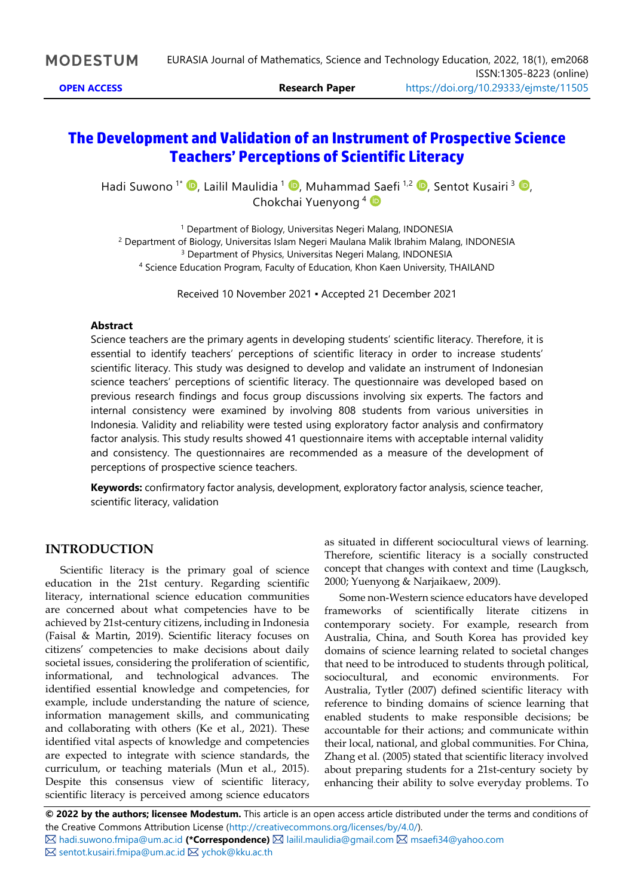# The Development and Validation of an Instrument of Prospective Science Teachers' Perceptions of Scientific Literacy

Hadi Suwono [1*], Lailil Maulidia [1], Muhammad Saefi [1,2], Sentot Kusairi [3], Chokchai Yuenyong [4]

[1] Department of Biology, Universitas Negeri Malang, INDONESIA
[2] Department of Biology, Universitas Islam Negeri Maulana Malik Ibrahim Malang, INDONESIA
[3] Department of Physics, Universitas Negeri Malang, INDONESIA
[4] Science Education Program, Faculty of Education, Khon Kaen University, THAILAND

Received 10 November 2021 ▪ Accepted 21 December 2021

### Abstract

Science teachers are the primary agents in developing students' scientific literacy. Therefore, it is essential to identify teachers' perceptions of scientific literacy in order to increase students' scientific literacy. This study was designed to develop and validate an instrument of Indonesian science teachers' perceptions of scientific literacy. The questionnaire was developed based on previous research findings and focus group discussions involving six experts. The factors and internal consistency were examined by involving 808 students from various universities in Indonesia. Validity and reliability were tested using exploratory factor analysis and confirmatory factor analysis. This study results showed 41 questionnaire items with acceptable internal validity and consistency. The questionnaires are recommended as a measure of the development of perceptions of prospective science teachers.

**Keywords:** confirmatory factor analysis, development, exploratory factor analysis, science teacher, scientific literacy, validation

## INTRODUCTION

Scientific literacy is the primary goal of science education in the 21st century. Regarding scientific literacy, international science education communities are concerned about what competencies have to be achieved by 21st-century citizens, including in Indonesia (Faisal & Martin, 2019). Scientific literacy focuses on citizens' competencies to make decisions about daily societal issues, considering the proliferation of scientific, informational, and technological advances. The identified essential knowledge and competencies, for example, include understanding the nature of science, information management skills, and communicating and collaborating with others (Ke et al., 2021). These identified vital aspects of knowledge and competencies are expected to integrate with science standards, the curriculum, or teaching materials (Mun et al., 2015). Despite this consensus view of scientific literacy, scientific literacy is perceived among science educators as situated in different sociocultural views of learning. Therefore, scientific literacy is a socially constructed concept that changes with context and time (Laugksch, 2000; Yuenyong & Narjaikaew, 2009).

Some non-Western science educators have developed frameworks of scientifically literate citizens in contemporary society. For example, research from Australia, China, and South Korea has provided key domains of science learning related to societal changes that need to be introduced to students through political, sociocultural, and economic environments. For Australia, Tytler (2007) defined scientific literacy with reference to binding domains of science learning that enabled students to make responsible decisions; be accountable for their actions; and communicate within their local, national, and global communities. For China, Zhang et al. (2005) stated that scientific literacy involved about preparing students for a 21st-century society by enhancing their ability to solve everyday problems. To

**© 2022 by the authors; licensee Modestum.** This article is an open access article distributed under the terms and conditions of the Creative Commons Attribution License (http://creativecommons.org/licenses/by/4.0/).
hadi.suwono.fmipa@um.ac.id **(\*Correspondence)** lailil.maulidia@gmail.com msaefi34@yahoo.com
sentot.kusairi.fmipa@um.ac.id ychok@kku.ac.th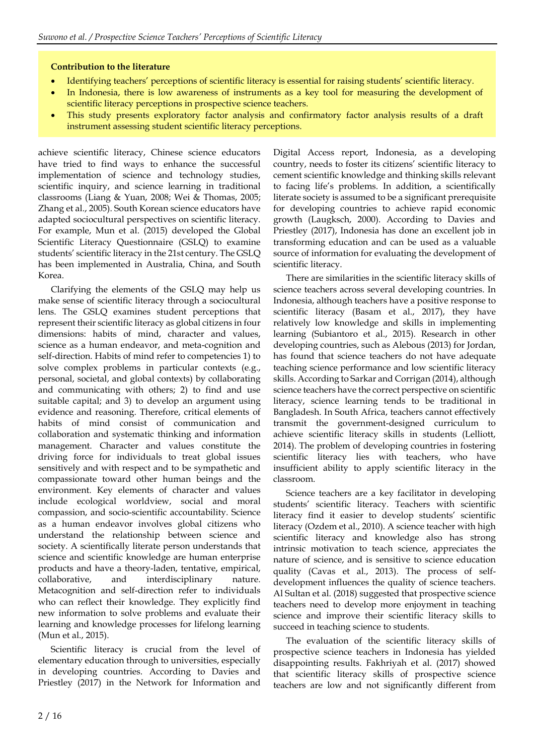**Contribution to the literature**

- Identifying teachers' perceptions of scientific literacy is essential for raising students' scientific literacy.
- In Indonesia, there is low awareness of instruments as a key tool for measuring the development of scientific literacy perceptions in prospective science teachers.
- This study presents exploratory factor analysis and confirmatory factor analysis results of a draft instrument assessing student scientific literacy perceptions.

achieve scientific literacy, Chinese science educators have tried to find ways to enhance the successful implementation of science and technology studies, scientific inquiry, and science learning in traditional classrooms (Liang & Yuan, 2008; Wei & Thomas, 2005; Zhang et al., 2005). South Korean science educators have adapted sociocultural perspectives on scientific literacy. For example, Mun et al. (2015) developed the Global Scientific Literacy Questionnaire (GSLQ) to examine students' scientific literacy in the 21st century. The GSLQ has been implemented in Australia, China, and South Korea.

Clarifying the elements of the GSLQ may help us make sense of scientific literacy through a sociocultural lens. The GSLQ examines student perceptions that represent their scientific literacy as global citizens in four dimensions: habits of mind, character and values, science as a human endeavor, and meta-cognition and self-direction. Habits of mind refer to competencies 1) to solve complex problems in particular contexts (e.g., personal, societal, and global contexts) by collaborating and communicating with others; 2) to find and use suitable capital; and 3) to develop an argument using evidence and reasoning. Therefore, critical elements of habits of mind consist of communication and collaboration and systematic thinking and information management. Character and values constitute the driving force for individuals to treat global issues sensitively and with respect and to be sympathetic and compassionate toward other human beings and the environment. Key elements of character and values include ecological worldview, social and moral compassion, and socio-scientific accountability. Science as a human endeavor involves global citizens who understand the relationship between science and society. A scientifically literate person understands that science and scientific knowledge are human enterprise products and have a theory-laden, tentative, empirical, collaborative, and interdisciplinary nature. Metacognition and self-direction refer to individuals who can reflect their knowledge. They explicitly find new information to solve problems and evaluate their learning and knowledge processes for lifelong learning (Mun et al., 2015).

Scientific literacy is crucial from the level of elementary education through to universities, especially in developing countries. According to Davies and Priestley (2017) in the Network for Information and Digital Access report, Indonesia, as a developing country, needs to foster its citizens' scientific literacy to cement scientific knowledge and thinking skills relevant to facing life's problems. In addition, a scientifically literate society is assumed to be a significant prerequisite for developing countries to achieve rapid economic growth (Laugksch, 2000). According to Davies and Priestley (2017), Indonesia has done an excellent job in transforming education and can be used as a valuable source of information for evaluating the development of scientific literacy.

There are similarities in the scientific literacy skills of science teachers across several developing countries. In Indonesia, although teachers have a positive response to scientific literacy (Basam et al., 2017), they have relatively low knowledge and skills in implementing learning (Subiantoro et al., 2015). Research in other developing countries, such as Alebous (2013) for Jordan, has found that science teachers do not have adequate teaching science performance and low scientific literacy skills. According to Sarkar and Corrigan (2014), although science teachers have the correct perspective on scientific literacy, science learning tends to be traditional in Bangladesh. In South Africa, teachers cannot effectively transmit the government-designed curriculum to achieve scientific literacy skills in students (Lelliott, 2014). The problem of developing countries in fostering scientific literacy lies with teachers, who have insufficient ability to apply scientific literacy in the classroom.

Science teachers are a key facilitator in developing students' scientific literacy. Teachers with scientific literacy find it easier to develop students' scientific literacy (Ozdem et al., 2010). A science teacher with high scientific literacy and knowledge also has strong intrinsic motivation to teach science, appreciates the nature of science, and is sensitive to science education quality (Cavas et al., 2013). The process of self-development influences the quality of science teachers. Al Sultan et al. (2018) suggested that prospective science teachers need to develop more enjoyment in teaching science and improve their scientific literacy skills to succeed in teaching science to students.

The evaluation of the scientific literacy skills of prospective science teachers in Indonesia has yielded disappointing results. Fakhriyah et al. (2017) showed that scientific literacy skills of prospective science teachers are low and not significantly different from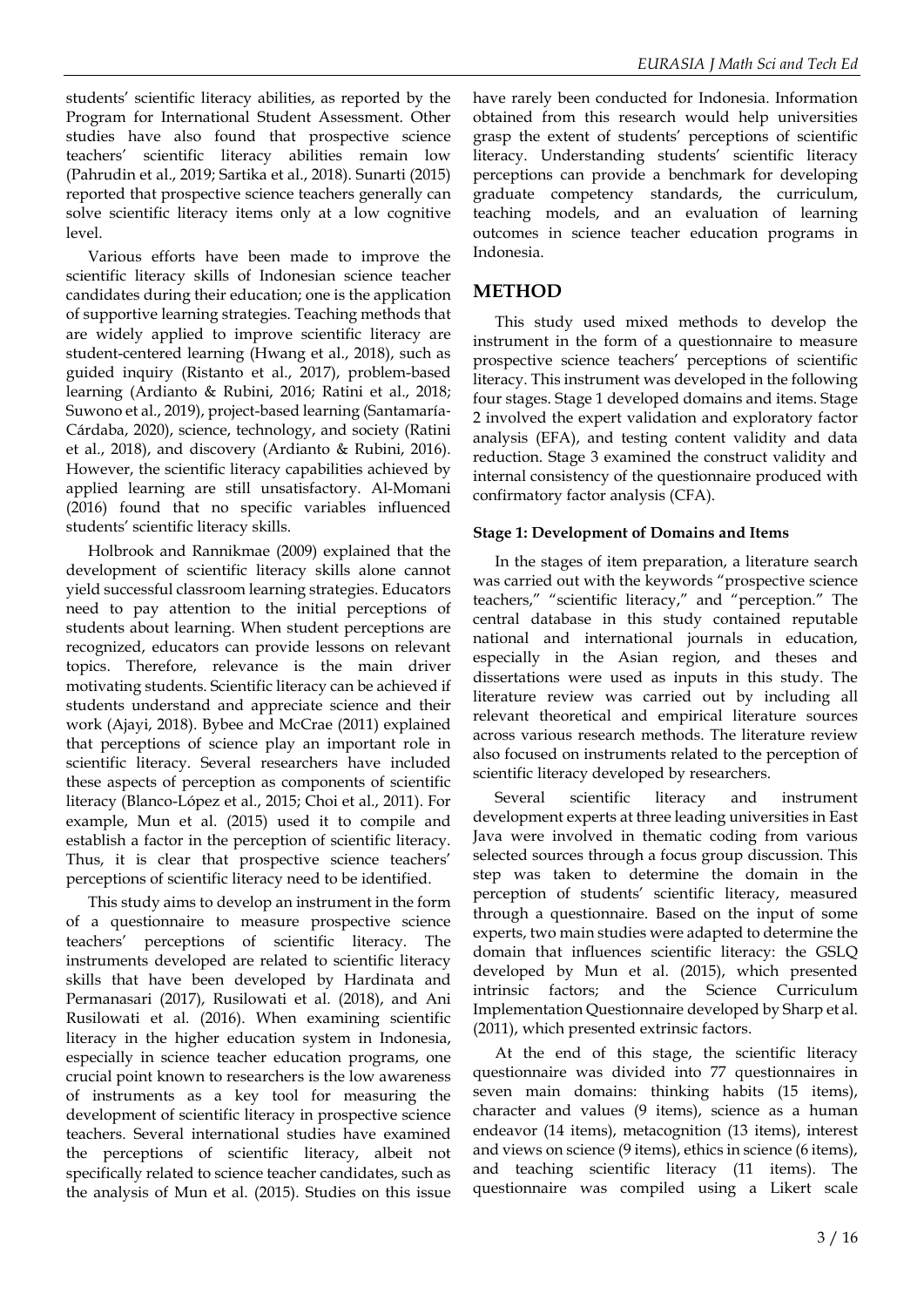students' scientific literacy abilities, as reported by the Program for International Student Assessment. Other studies have also found that prospective science teachers' scientific literacy abilities remain low (Pahrudin et al., 2019; Sartika et al., 2018). Sunarti (2015) reported that prospective science teachers generally can solve scientific literacy items only at a low cognitive level.

Various efforts have been made to improve the scientific literacy skills of Indonesian science teacher candidates during their education; one is the application of supportive learning strategies. Teaching methods that are widely applied to improve scientific literacy are student-centered learning (Hwang et al., 2018), such as guided inquiry (Ristanto et al., 2017), problem-based learning (Ardianto & Rubini, 2016; Ratini et al., 2018; Suwono et al., 2019), project-based learning (Santamaría-Cárdaba, 2020), science, technology, and society (Ratini et al., 2018), and discovery (Ardianto & Rubini, 2016). However, the scientific literacy capabilities achieved by applied learning are still unsatisfactory. Al-Momani (2016) found that no specific variables influenced students' scientific literacy skills.

Holbrook and Rannikmae (2009) explained that the development of scientific literacy skills alone cannot yield successful classroom learning strategies. Educators need to pay attention to the initial perceptions of students about learning. When student perceptions are recognized, educators can provide lessons on relevant topics. Therefore, relevance is the main driver motivating students. Scientific literacy can be achieved if students understand and appreciate science and their work (Ajayi, 2018). Bybee and McCrae (2011) explained that perceptions of science play an important role in scientific literacy. Several researchers have included these aspects of perception as components of scientific literacy (Blanco-López et al., 2015; Choi et al., 2011). For example, Mun et al. (2015) used it to compile and establish a factor in the perception of scientific literacy. Thus, it is clear that prospective science teachers' perceptions of scientific literacy need to be identified.

This study aims to develop an instrument in the form of a questionnaire to measure prospective science teachers' perceptions of scientific literacy. The instruments developed are related to scientific literacy skills that have been developed by Hardinata and Permanasari (2017), Rusilowati et al. (2018), and Ani Rusilowati et al. (2016). When examining scientific literacy in the higher education system in Indonesia, especially in science teacher education programs, one crucial point known to researchers is the low awareness of instruments as a key tool for measuring the development of scientific literacy in prospective science teachers. Several international studies have examined the perceptions of scientific literacy, albeit not specifically related to science teacher candidates, such as the analysis of Mun et al. (2015). Studies on this issue have rarely been conducted for Indonesia. Information obtained from this research would help universities grasp the extent of students' perceptions of scientific literacy. Understanding students' scientific literacy perceptions can provide a benchmark for developing graduate competency standards, the curriculum, teaching models, and an evaluation of learning outcomes in science teacher education programs in Indonesia.

## METHOD

This study used mixed methods to develop the instrument in the form of a questionnaire to measure prospective science teachers' perceptions of scientific literacy. This instrument was developed in the following four stages. Stage 1 developed domains and items. Stage 2 involved the expert validation and exploratory factor analysis (EFA), and testing content validity and data reduction. Stage 3 examined the construct validity and internal consistency of the questionnaire produced with confirmatory factor analysis (CFA).

### Stage 1: Development of Domains and Items

In the stages of item preparation, a literature search was carried out with the keywords "prospective science teachers," "scientific literacy," and "perception." The central database in this study contained reputable national and international journals in education, especially in the Asian region, and theses and dissertations were used as inputs in this study. The literature review was carried out by including all relevant theoretical and empirical literature sources across various research methods. The literature review also focused on instruments related to the perception of scientific literacy developed by researchers.

Several scientific literacy and instrument development experts at three leading universities in East Java were involved in thematic coding from various selected sources through a focus group discussion. This step was taken to determine the domain in the perception of students' scientific literacy, measured through a questionnaire. Based on the input of some experts, two main studies were adapted to determine the domain that influences scientific literacy: the GSLQ developed by Mun et al. (2015), which presented intrinsic factors; and the Science Curriculum Implementation Questionnaire developed by Sharp et al. (2011), which presented extrinsic factors.

At the end of this stage, the scientific literacy questionnaire was divided into 77 questionnaires in seven main domains: thinking habits (15 items), character and values (9 items), science as a human endeavor (14 items), metacognition (13 items), interest and views on science (9 items), ethics in science (6 items), and teaching scientific literacy (11 items). The questionnaire was compiled using a Likert scale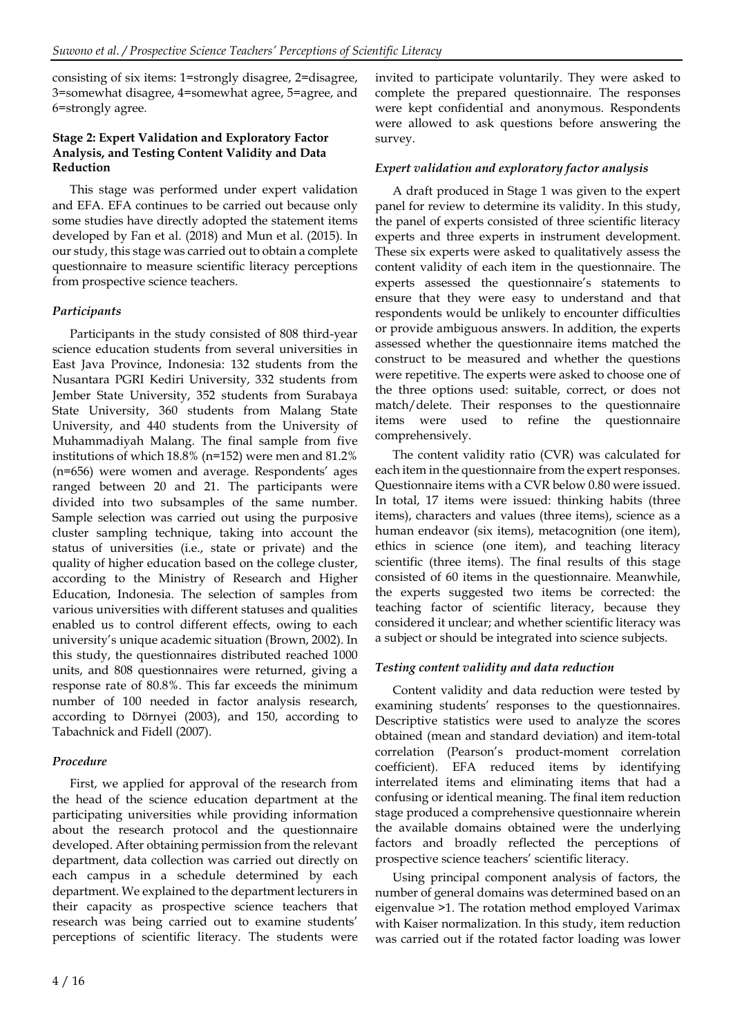consisting of six items: 1=strongly disagree, 2=disagree, 3=somewhat disagree, 4=somewhat agree, 5=agree, and 6=strongly agree.

### Stage 2: Expert Validation and Exploratory Factor Analysis, and Testing Content Validity and Data Reduction

This stage was performed under expert validation and EFA. EFA continues to be carried out because only some studies have directly adopted the statement items developed by Fan et al. (2018) and Mun et al. (2015). In our study, this stage was carried out to obtain a complete questionnaire to measure scientific literacy perceptions from prospective science teachers.

#### *Participants*

Participants in the study consisted of 808 third-year science education students from several universities in East Java Province, Indonesia: 132 students from the Nusantara PGRI Kediri University, 332 students from Jember State University, 352 students from Surabaya State University, 360 students from Malang State University, and 440 students from the University of Muhammadiyah Malang. The final sample from five institutions of which 18.8% (n=152) were men and 81.2% (n=656) were women and average. Respondents' ages ranged between 20 and 21. The participants were divided into two subsamples of the same number. Sample selection was carried out using the purposive cluster sampling technique, taking into account the status of universities (i.e., state or private) and the quality of higher education based on the college cluster, according to the Ministry of Research and Higher Education, Indonesia. The selection of samples from various universities with different statuses and qualities enabled us to control different effects, owing to each university's unique academic situation (Brown, 2002). In this study, the questionnaires distributed reached 1000 units, and 808 questionnaires were returned, giving a response rate of 80.8%. This far exceeds the minimum number of 100 needed in factor analysis research, according to Dörnyei (2003), and 150, according to Tabachnick and Fidell (2007).

#### *Procedure*

First, we applied for approval of the research from the head of the science education department at the participating universities while providing information about the research protocol and the questionnaire developed. After obtaining permission from the relevant department, data collection was carried out directly on each campus in a schedule determined by each department. We explained to the department lecturers in their capacity as prospective science teachers that research was being carried out to examine students' perceptions of scientific literacy. The students were invited to participate voluntarily. They were asked to complete the prepared questionnaire. The responses were kept confidential and anonymous. Respondents were allowed to ask questions before answering the survey.

#### *Expert validation and exploratory factor analysis*

A draft produced in Stage 1 was given to the expert panel for review to determine its validity. In this study, the panel of experts consisted of three scientific literacy experts and three experts in instrument development. These six experts were asked to qualitatively assess the content validity of each item in the questionnaire. The experts assessed the questionnaire's statements to ensure that they were easy to understand and that respondents would be unlikely to encounter difficulties or provide ambiguous answers. In addition, the experts assessed whether the questionnaire items matched the construct to be measured and whether the questions were repetitive. The experts were asked to choose one of the three options used: suitable, correct, or does not match/delete. Their responses to the questionnaire items were used to refine the questionnaire comprehensively.

The content validity ratio (CVR) was calculated for each item in the questionnaire from the expert responses. Questionnaire items with a CVR below 0.80 were issued. In total, 17 items were issued: thinking habits (three items), characters and values (three items), science as a human endeavor (six items), metacognition (one item), ethics in science (one item), and teaching literacy scientific (three items). The final results of this stage consisted of 60 items in the questionnaire. Meanwhile, the experts suggested two items be corrected: the teaching factor of scientific literacy, because they considered it unclear; and whether scientific literacy was a subject or should be integrated into science subjects.

#### *Testing content validity and data reduction*

Content validity and data reduction were tested by examining students' responses to the questionnaires. Descriptive statistics were used to analyze the scores obtained (mean and standard deviation) and item-total correlation (Pearson's product-moment correlation coefficient). EFA reduced items by identifying interrelated items and eliminating items that had a confusing or identical meaning. The final item reduction stage produced a comprehensive questionnaire wherein the available domains obtained were the underlying factors and broadly reflected the perceptions of prospective science teachers' scientific literacy.

Using principal component analysis of factors, the number of general domains was determined based on an eigenvalue >1. The rotation method employed Varimax with Kaiser normalization. In this study, item reduction was carried out if the rotated factor loading was lower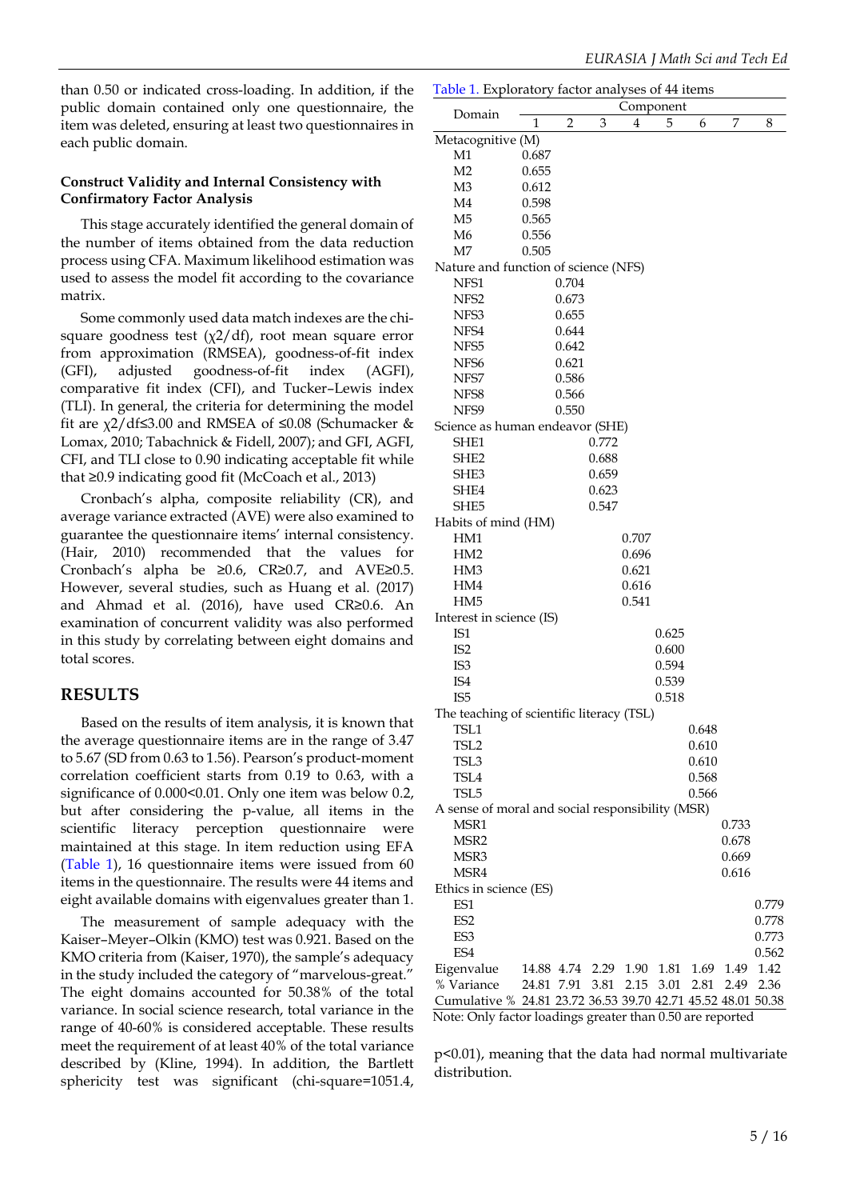than 0.50 or indicated cross-loading. In addition, if the public domain contained only one questionnaire, the item was deleted, ensuring at least two questionnaires in each public domain.

#### Construct Validity and Internal Consistency with Confirmatory Factor Analysis

This stage accurately identified the general domain of the number of items obtained from the data reduction process using CFA. Maximum likelihood estimation was used to assess the model fit according to the covariance matrix.

Some commonly used data match indexes are the chi-square goodness test ($\chi2/df$), root mean square error from approximation (RMSEA), goodness-of-fit index (GFI), adjusted goodness-of-fit index (AGFI), comparative fit index (CFI), and Tucker–Lewis index (TLI). In general, the criteria for determining the model fit are $\chi2/df \leq 3.00$ and RMSEA of $\leq 0.08$ (Schumacker & Lomax, 2010; Tabachnick & Fidell, 2007); and GFI, AGFI, CFI, and TLI close to 0.90 indicating acceptable fit while that ≥0.9 indicating good fit (McCoach et al., 2013)

Cronbach's alpha, composite reliability (CR), and average variance extracted (AVE) were also examined to guarantee the questionnaire items' internal consistency. (Hair, 2010) recommended that the values for Cronbach's alpha be ≥0.6, CR≥0.7, and AVE≥0.5. However, several studies, such as Huang et al. (2017) and Ahmad et al. (2016), have used CR≥0.6. An examination of concurrent validity was also performed in this study by correlating between eight domains and total scores.

## RESULTS

Based on the results of item analysis, it is known that the average questionnaire items are in the range of 3.47 to 5.67 (SD from 0.63 to 1.56). Pearson's product-moment correlation coefficient starts from 0.19 to 0.63, with a significance of 0.000<0.01. Only one item was below 0.2, but after considering the p-value, all items in the scientific literacy perception questionnaire were maintained at this stage. In item reduction using EFA (Table 1), 16 questionnaire items were issued from 60 items in the questionnaire. The results were 44 items and eight available domains with eigenvalues greater than 1.

The measurement of sample adequacy with the Kaiser–Meyer–Olkin (KMO) test was 0.921. Based on the KMO criteria from (Kaiser, 1970), the sample's adequacy in the study included the category of "marvelous-great." The eight domains accounted for 50.38% of the total variance. In social science research, total variance in the range of 40-60% is considered acceptable. These results meet the requirement of at least 40% of the total variance described by (Kline, 1994). In addition, the Bartlett sphericity test was significant (chi-square=1051.4, p<0.01), meaning that the data had normal multivariate distribution.

Table 1. Exploratory factor analyses of 44 items

| Domain | Component | | | | | | | |
|---|---|---|---|---|---|---|---|---|
| | 1 | 2 | 3 | 4 | 5 | 6 | 7 | 8 |
| Metacognitive (M) | | | | | | | | |
| M1 | 0.687 | | | | | | | |
| M2 | 0.655 | | | | | | | |
| M3 | 0.612 | | | | | | | |
| M4 | 0.598 | | | | | | | |
| M5 | 0.565 | | | | | | | |
| M6 | 0.556 | | | | | | | |
| M7 | 0.505 | | | | | | | |
| Nature and function of science (NFS) | | | | | | | | |
| NFS1 | | 0.704 | | | | | | |
| NFS2 | | 0.673 | | | | | | |
| NFS3 | | 0.655 | | | | | | |
| NFS4 | | 0.644 | | | | | | |
| NFS5 | | 0.642 | | | | | | |
| NFS6 | | 0.621 | | | | | | |
| NFS7 | | 0.586 | | | | | | |
| NFS8 | | 0.566 | | | | | | |
| NFS9 | | 0.550 | | | | | | |
| Science as human endeavor (SHE) | | | | | | | | |
| SHE1 | | | 0.772 | | | | | |
| SHE2 | | | 0.688 | | | | | |
| SHE3 | | | 0.659 | | | | | |
| SHE4 | | | 0.623 | | | | | |
| SHE5 | | | 0.547 | | | | | |
| Habits of mind (HM) | | | | | | | | |
| HM1 | | | | 0.707 | | | | |
| HM2 | | | | 0.696 | | | | |
| HM3 | | | | 0.621 | | | | |
| HM4 | | | | 0.616 | | | | |
| HM5 | | | | 0.541 | | | | |
| Interest in science (IS) | | | | | | | | |
| IS1 | | | | | 0.625 | | | |
| IS2 | | | | | 0.600 | | | |
| IS3 | | | | | 0.594 | | | |
| IS4 | | | | | 0.539 | | | |
| IS5 | | | | | 0.518 | | | |
| The teaching of scientific literacy (TSL) | | | | | | | | |
| TSL1 | | | | | | 0.648 | | |
| TSL2 | | | | | | 0.610 | | |
| TSL3 | | | | | | 0.610 | | |
| TSL4 | | | | | | 0.568 | | |
| TSL5 | | | | | | 0.566 | | |
| A sense of moral and social responsibility (MSR) | | | | | | | | |
| MSR1 | | | | | | | 0.733 | |
| MSR2 | | | | | | | 0.678 | |
| MSR3 | | | | | | | 0.669 | |
| MSR4 | | | | | | | 0.616 | |
| Ethics in science (ES) | | | | | | | | |
| ES1 | | | | | | | | 0.779 |
| ES2 | | | | | | | | 0.778 |
| ES3 | | | | | | | | 0.773 |
| ES4 | | | | | | | | 0.562 |
| Eigenvalue | 14.88 | 4.74 | 2.29 | 1.90 | 1.81 | 1.69 | 1.49 | 1.42 |
| % Variance | 24.81 | 7.91 | 3.81 | 2.15 | 3.01 | 2.81 | 2.49 | 2.36 |
| Cumulative % | 24.81 | 23.72 | 36.53 | 39.70 | 42.71 | 45.52 | 48.01 | 50.38 |

Note: Only factor loadings greater than 0.50 are reported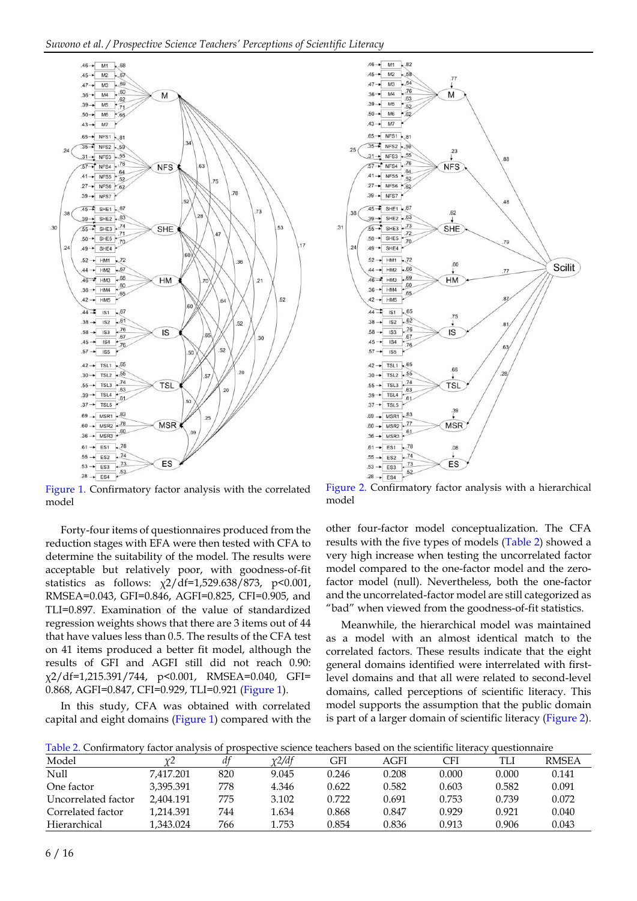Figure 1. Confirmatory factor analysis with the correlated model

Figure 2. Confirmatory factor analysis with a hierarchical model

Forty-four items of questionnaires produced from the reduction stages with EFA were then tested with CFA to determine the suitability of the model. The results were acceptable but relatively poor, with goodness-of-fit statistics as follows: χ2/df=1,529.638/873, p<0.001, RMSEA=0.043, GFI=0.846, AGFI=0.825, CFI=0.905, and TLI=0.897. Examination of the value of standardized regression weights shows that there are 3 items out of 44 that have values less than 0.5. The results of the CFA test on 41 items produced a better fit model, although the results of GFI and AGFI still did not reach 0.90: χ2/df=1,215.391/744, p<0.001, RMSEA=0.040, GFI= 0.868, AGFI=0.847, CFI=0.929, TLI=0.921 (Figure 1).

In this study, CFA was obtained with correlated capital and eight domains (Figure 1) compared with the other four-factor model conceptualization. The CFA results with the five types of models (Table 2) showed a very high increase when testing the uncorrelated factor model compared to the one-factor model and the zero-factor model (null). Nevertheless, both the one-factor and the uncorrelated-factor model are still categorized as "bad" when viewed from the goodness-of-fit statistics.

Meanwhile, the hierarchical model was maintained as a model with an almost identical match to the correlated factors. These results indicate that the eight general domains identified were interrelated with first-level domains and that all were related to second-level domains, called perceptions of scientific literacy. This model supports the assumption that the public domain is part of a larger domain of scientific literacy (Figure 2).

Table 2. Confirmatory factor analysis of prospective science teachers based on the scientific literacy questionnaire

| Model | χ2 | df | χ2/df | GFI | AGFI | CFI | TLI | RMSEA |
|---|---|---|---|---|---|---|---|---|
| Null | 7,417.201 | 820 | 9.045 | 0.246 | 0.208 | 0.000 | 0.000 | 0.141 |
| One factor | 3,395.391 | 778 | 4.346 | 0.622 | 0.582 | 0.603 | 0.582 | 0.091 |
| Uncorrelated factor | 2,404.191 | 775 | 3.102 | 0.722 | 0.691 | 0.753 | 0.739 | 0.072 |
| Correlated factor | 1,214.391 | 744 | 1.634 | 0.868 | 0.847 | 0.929 | 0.921 | 0.040 |
| Hierarchical | 1,343.024 | 766 | 1.753 | 0.854 | 0.836 | 0.913 | 0.906 | 0.043 |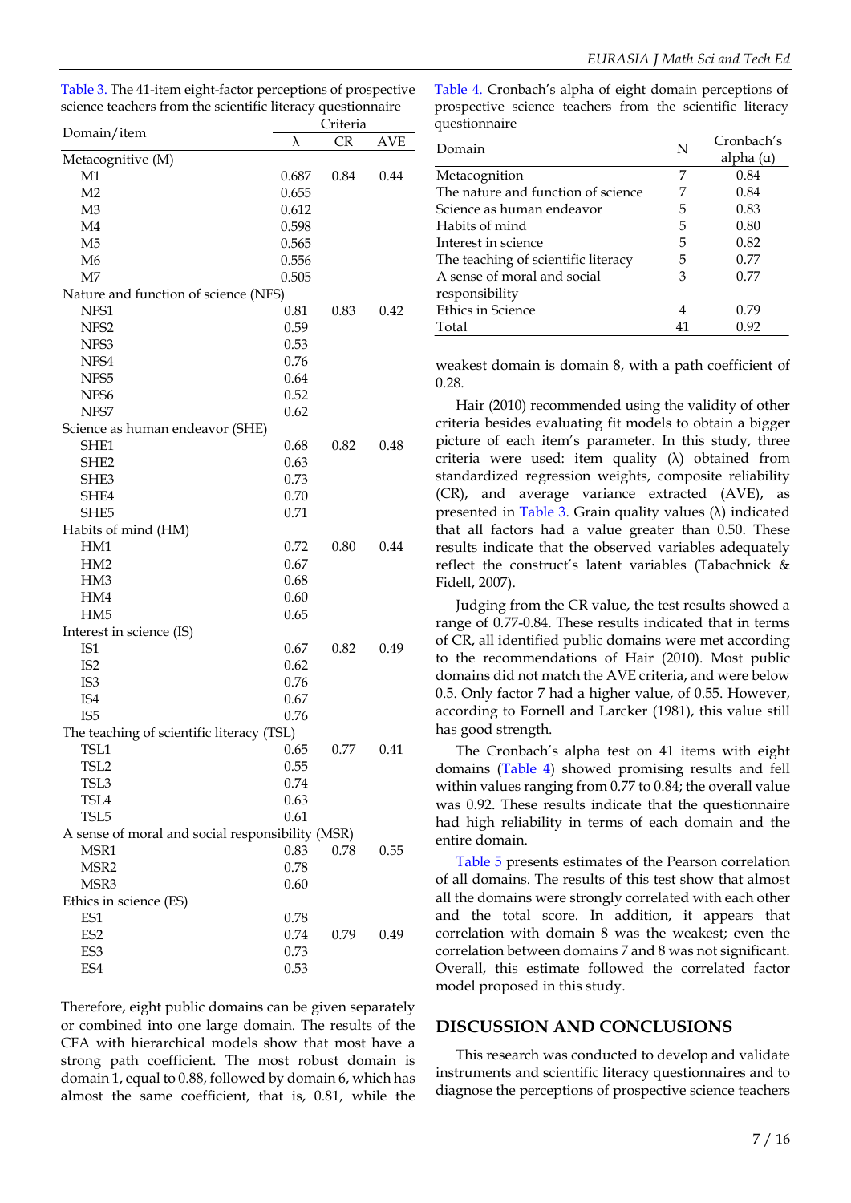Table 3. The 41-item eight-factor perceptions of prospective science teachers from the scientific literacy questionnaire

| Domain/item | Criteria | | |
|---|---|---|---|
| | λ | CR | AVE |
| Metacognitive (M) | | | |
| M1 | 0.687 | 0.84 | 0.44 |
| M2 | 0.655 | | |
| M3 | 0.612 | | |
| M4 | 0.598 | | |
| M5 | 0.565 | | |
| M6 | 0.556 | | |
| M7 | 0.505 | | |
| Nature and function of science (NFS) | | | |
| NFS1 | 0.81 | 0.83 | 0.42 |
| NFS2 | 0.59 | | |
| NFS3 | 0.53 | | |
| NFS4 | 0.76 | | |
| NFS5 | 0.64 | | |
| NFS6 | 0.52 | | |
| NFS7 | 0.62 | | |
| Science as human endeavor (SHE) | | | |
| SHE1 | 0.68 | 0.82 | 0.48 |
| SHE2 | 0.63 | | |
| SHE3 | 0.73 | | |
| SHE4 | 0.70 | | |
| SHE5 | 0.71 | | |
| Habits of mind (HM) | | | |
| HM1 | 0.72 | 0.80 | 0.44 |
| HM2 | 0.67 | | |
| HM3 | 0.68 | | |
| HM4 | 0.60 | | |
| HM5 | 0.65 | | |
| Interest in science (IS) | | | |
| IS1 | 0.67 | 0.82 | 0.49 |
| IS2 | 0.62 | | |
| IS3 | 0.76 | | |
| IS4 | 0.67 | | |
| IS5 | 0.76 | | |
| The teaching of scientific literacy (TSL) | | | |
| TSL1 | 0.65 | 0.77 | 0.41 |
| TSL2 | 0.55 | | |
| TSL3 | 0.74 | | |
| TSL4 | 0.63 | | |
| TSL5 | 0.61 | | |
| A sense of moral and social responsibility (MSR) | | | |
| MSR1 | 0.83 | 0.78 | 0.55 |
| MSR2 | 0.78 | | |
| MSR3 | 0.60 | | |
| Ethics in science (ES) | | | |
| ES1 | 0.78 | | |
| ES2 | 0.74 | 0.79 | 0.49 |
| ES3 | 0.73 | | |
| ES4 | 0.53 | | |

Therefore, eight public domains can be given separately or combined into one large domain. The results of the CFA with hierarchical models show that most have a strong path coefficient. The most robust domain is domain 1, equal to 0.88, followed by domain 6, which has almost the same coefficient, that is, 0.81, while the weakest domain is domain 8, with a path coefficient of 0.28.

Table 4. Cronbach's alpha of eight domain perceptions of prospective science teachers from the scientific literacy questionnaire

| Domain | N | Cronbach's alpha (α) |
|---|---|---|
| Metacognition | 7 | 0.84 |
| The nature and function of science | 7 | 0.84 |
| Science as human endeavor | 5 | 0.83 |
| Habits of mind | 5 | 0.80 |
| Interest in science | 5 | 0.82 |
| The teaching of scientific literacy | 5 | 0.77 |
| A sense of moral and social responsibility | 3 | 0.77 |
| Ethics in Science | 4 | 0.79 |
| Total | 41 | 0.92 |

Hair (2010) recommended using the validity of other criteria besides evaluating fit models to obtain a bigger picture of each item's parameter. In this study, three criteria were used: item quality (λ) obtained from standardized regression weights, composite reliability (CR), and average variance extracted (AVE), as presented in Table 3. Grain quality values (λ) indicated that all factors had a value greater than 0.50. These results indicate that the observed variables adequately reflect the construct's latent variables (Tabachnick & Fidell, 2007).

Judging from the CR value, the test results showed a range of 0.77-0.84. These results indicated that in terms of CR, all identified public domains were met according to the recommendations of Hair (2010). Most public domains did not match the AVE criteria, and were below 0.5. Only factor 7 had a higher value, of 0.55. However, according to Fornell and Larcker (1981), this value still has good strength.

The Cronbach's alpha test on 41 items with eight domains (Table 4) showed promising results and fell within values ranging from 0.77 to 0.84; the overall value was 0.92. These results indicate that the questionnaire had high reliability in terms of each domain and the entire domain.

Table 5 presents estimates of the Pearson correlation of all domains. The results of this test show that almost all the domains were strongly correlated with each other and the total score. In addition, it appears that correlation with domain 8 was the weakest; even the correlation between domains 7 and 8 was not significant. Overall, this estimate followed the correlated factor model proposed in this study.

## DISCUSSION AND CONCLUSIONS

This research was conducted to develop and validate instruments and scientific literacy questionnaires and to diagnose the perceptions of prospective science teachers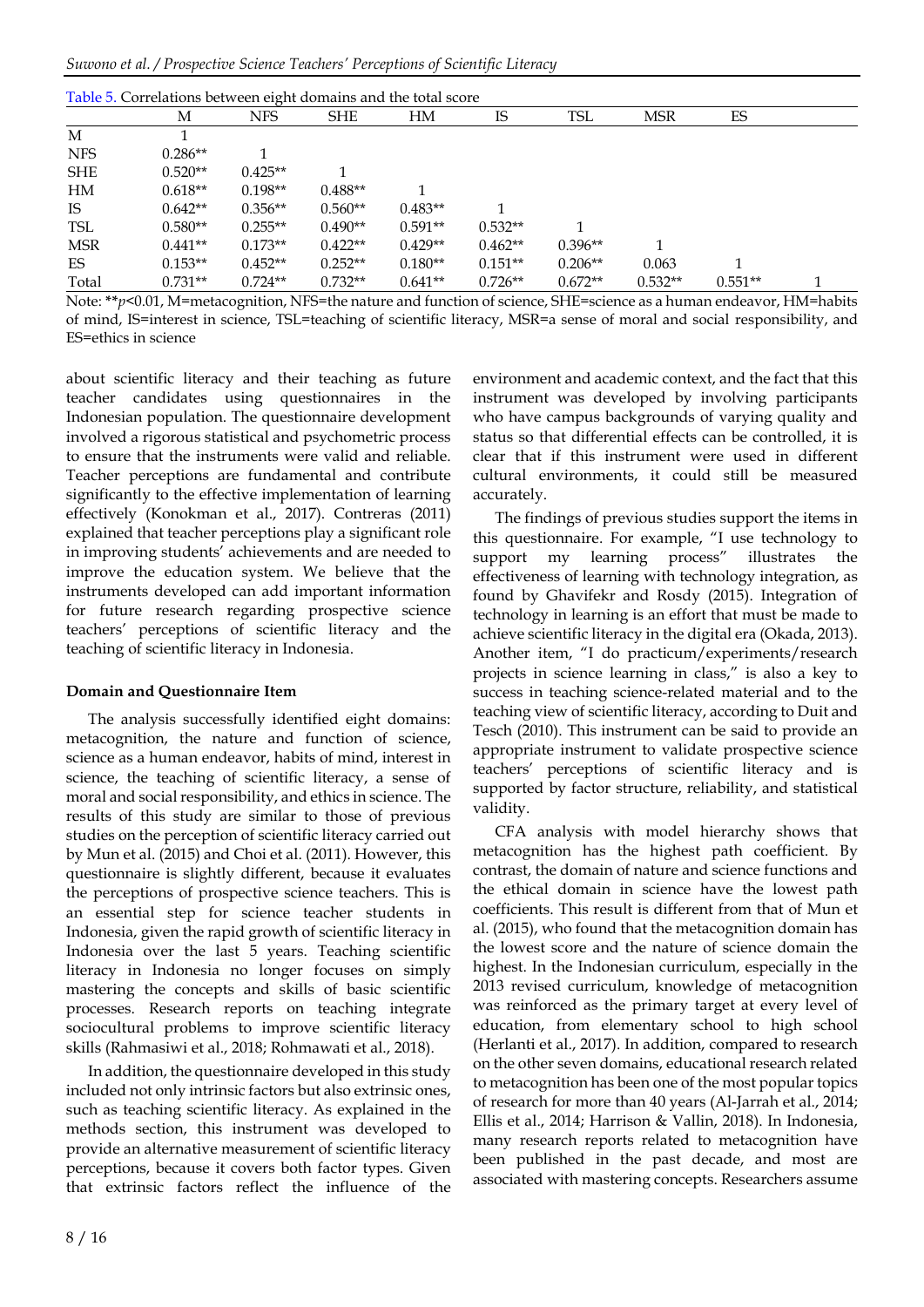Table 5. Correlations between eight domains and the total score

| | M | NFS | SHE | HM | IS | TSL | MSR | ES | |
|---|---|---|---|---|---|---|---|---|---|
| M | 1 | | | | | | | | |
| NFS | 0.286** | 1 | | | | | | | |
| SHE | 0.520** | 0.425** | 1 | | | | | | |
| HM | 0.618** | 0.198** | 0.488** | 1 | | | | | |
| IS | 0.642** | 0.356** | 0.560** | 0.483** | 1 | | | | |
| TSL | 0.580** | 0.255** | 0.490** | 0.591** | 0.532** | 1 | | | |
| MSR | 0.441** | 0.173** | 0.422** | 0.429** | 0.462** | 0.396** | 1 | | |
| ES | 0.153** | 0.452** | 0.252** | 0.180** | 0.151** | 0.206** | 0.063 | 1 | |
| Total | 0.731** | 0.724** | 0.732** | 0.641** | 0.726** | 0.672** | 0.532** | 0.551** | 1 |

Note: ** $p<0.01$, M=metacognition, NFS=the nature and function of science, SHE=science as a human endeavor, HM=habits of mind, IS=interest in science, TSL=teaching of scientific literacy, MSR=a sense of moral and social responsibility, and ES=ethics in science

about scientific literacy and their teaching as future teacher candidates using questionnaires in the Indonesian population. The questionnaire development involved a rigorous statistical and psychometric process to ensure that the instruments were valid and reliable. Teacher perceptions are fundamental and contribute significantly to the effective implementation of learning effectively (Konokman et al., 2017). Contreras (2011) explained that teacher perceptions play a significant role in improving students' achievements and are needed to improve the education system. We believe that the instruments developed can add important information for future research regarding prospective science teachers' perceptions of scientific literacy and the teaching of scientific literacy in Indonesia.

**Domain and Questionnaire Item**

The analysis successfully identified eight domains: metacognition, the nature and function of science, science as a human endeavor, habits of mind, interest in science, the teaching of scientific literacy, a sense of moral and social responsibility, and ethics in science. The results of this study are similar to those of previous studies on the perception of scientific literacy carried out by Mun et al. (2015) and Choi et al. (2011). However, this questionnaire is slightly different, because it evaluates the perceptions of prospective science teachers. This is an essential step for science teacher students in Indonesia, given the rapid growth of scientific literacy in Indonesia over the last 5 years. Teaching scientific literacy in Indonesia no longer focuses on simply mastering the concepts and skills of basic scientific processes. Research reports on teaching integrate sociocultural problems to improve scientific literacy skills (Rahmasiwi et al., 2018; Rohmawati et al., 2018).

In addition, the questionnaire developed in this study included not only intrinsic factors but also extrinsic ones, such as teaching scientific literacy. As explained in the methods section, this instrument was developed to provide an alternative measurement of scientific literacy perceptions, because it covers both factor types. Given that extrinsic factors reflect the influence of the environment and academic context, and the fact that this instrument was developed by involving participants who have campus backgrounds of varying quality and status so that differential effects can be controlled, it is clear that if this instrument were used in different cultural environments, it could still be measured accurately.

The findings of previous studies support the items in this questionnaire. For example, "I use technology to support my learning process" illustrates the effectiveness of learning with technology integration, as found by Ghavifekr and Rosdy (2015). Integration of technology in learning is an effort that must be made to achieve scientific literacy in the digital era (Okada, 2013). Another item, "I do practicum/experiments/research projects in science learning in class," is also a key to success in teaching science-related material and to the teaching view of scientific literacy, according to Duit and Tesch (2010). This instrument can be said to provide an appropriate instrument to validate prospective science teachers' perceptions of scientific literacy and is supported by factor structure, reliability, and statistical validity.

CFA analysis with model hierarchy shows that metacognition has the highest path coefficient. By contrast, the domain of nature and science functions and the ethical domain in science have the lowest path coefficients. This result is different from that of Mun et al. (2015), who found that the metacognition domain has the lowest score and the nature of science domain the highest. In the Indonesian curriculum, especially in the 2013 revised curriculum, knowledge of metacognition was reinforced as the primary target at every level of education, from elementary school to high school (Herlanti et al., 2017). In addition, compared to research on the other seven domains, educational research related to metacognition has been one of the most popular topics of research for more than 40 years (Al-Jarrah et al., 2014; Ellis et al., 2014; Harrison & Vallin, 2018). In Indonesia, many research reports related to metacognition have been published in the past decade, and most are associated with mastering concepts. Researchers assume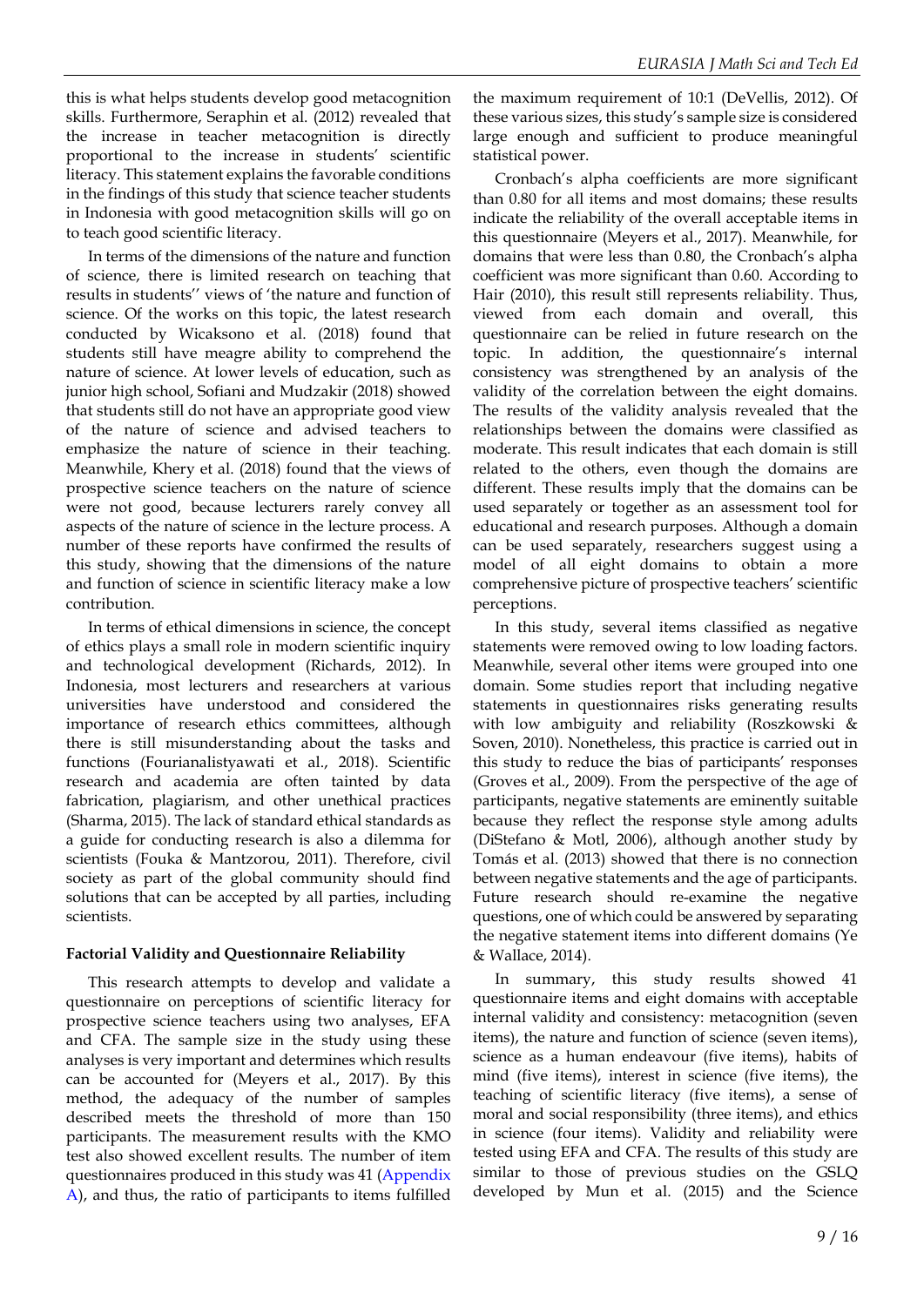this is what helps students develop good metacognition skills. Furthermore, Seraphin et al. (2012) revealed that the increase in teacher metacognition is directly proportional to the increase in students' scientific literacy. This statement explains the favorable conditions in the findings of this study that science teacher students in Indonesia with good metacognition skills will go on to teach good scientific literacy.

In terms of the dimensions of the nature and function of science, there is limited research on teaching that results in students'' views of 'the nature and function of science. Of the works on this topic, the latest research conducted by Wicaksono et al. (2018) found that students still have meagre ability to comprehend the nature of science. At lower levels of education, such as junior high school, Sofiani and Mudzakir (2018) showed that students still do not have an appropriate good view of the nature of science and advised teachers to emphasize the nature of science in their teaching. Meanwhile, Khery et al. (2018) found that the views of prospective science teachers on the nature of science were not good, because lecturers rarely convey all aspects of the nature of science in the lecture process. A number of these reports have confirmed the results of this study, showing that the dimensions of the nature and function of science in scientific literacy make a low contribution.

In terms of ethical dimensions in science, the concept of ethics plays a small role in modern scientific inquiry and technological development (Richards, 2012). In Indonesia, most lecturers and researchers at various universities have understood and considered the importance of research ethics committees, although there is still misunderstanding about the tasks and functions (Fourianalistyawati et al., 2018). Scientific research and academia are often tainted by data fabrication, plagiarism, and other unethical practices (Sharma, 2015). The lack of standard ethical standards as a guide for conducting research is also a dilemma for scientists (Fouka & Mantzorou, 2011). Therefore, civil society as part of the global community should find solutions that can be accepted by all parties, including scientists.

**Factorial Validity and Questionnaire Reliability**

This research attempts to develop and validate a questionnaire on perceptions of scientific literacy for prospective science teachers using two analyses, EFA and CFA. The sample size in the study using these analyses is very important and determines which results can be accounted for (Meyers et al., 2017). By this method, the adequacy of the number of samples described meets the threshold of more than 150 participants. The measurement results with the KMO test also showed excellent results. The number of item questionnaires produced in this study was 41 (Appendix A), and thus, the ratio of participants to items fulfilled the maximum requirement of 10:1 (DeVellis, 2012). Of these various sizes, this study's sample size is considered large enough and sufficient to produce meaningful statistical power.

Cronbach's alpha coefficients are more significant than 0.80 for all items and most domains; these results indicate the reliability of the overall acceptable items in this questionnaire (Meyers et al., 2017). Meanwhile, for domains that were less than 0.80, the Cronbach's alpha coefficient was more significant than 0.60. According to Hair (2010), this result still represents reliability. Thus, viewed from each domain and overall, this questionnaire can be relied in future research on the topic. In addition, the questionnaire's internal consistency was strengthened by an analysis of the validity of the correlation between the eight domains. The results of the validity analysis revealed that the relationships between the domains were classified as moderate. This result indicates that each domain is still related to the others, even though the domains are different. These results imply that the domains can be used separately or together as an assessment tool for educational and research purposes. Although a domain can be used separately, researchers suggest using a model of all eight domains to obtain a more comprehensive picture of prospective teachers' scientific perceptions.

In this study, several items classified as negative statements were removed owing to low loading factors. Meanwhile, several other items were grouped into one domain. Some studies report that including negative statements in questionnaires risks generating results with low ambiguity and reliability (Roszkowski & Soven, 2010). Nonetheless, this practice is carried out in this study to reduce the bias of participants' responses (Groves et al., 2009). From the perspective of the age of participants, negative statements are eminently suitable because they reflect the response style among adults (DiStefano & Motl, 2006), although another study by Tomás et al. (2013) showed that there is no connection between negative statements and the age of participants. Future research should re-examine the negative questions, one of which could be answered by separating the negative statement items into different domains (Ye & Wallace, 2014).

In summary, this study results showed 41 questionnaire items and eight domains with acceptable internal validity and consistency: metacognition (seven items), the nature and function of science (seven items), science as a human endeavour (five items), habits of mind (five items), interest in science (five items), the teaching of scientific literacy (five items), a sense of moral and social responsibility (three items), and ethics in science (four items). Validity and reliability were tested using EFA and CFA. The results of this study are similar to those of previous studies on the GSLQ developed by Mun et al. (2015) and the Science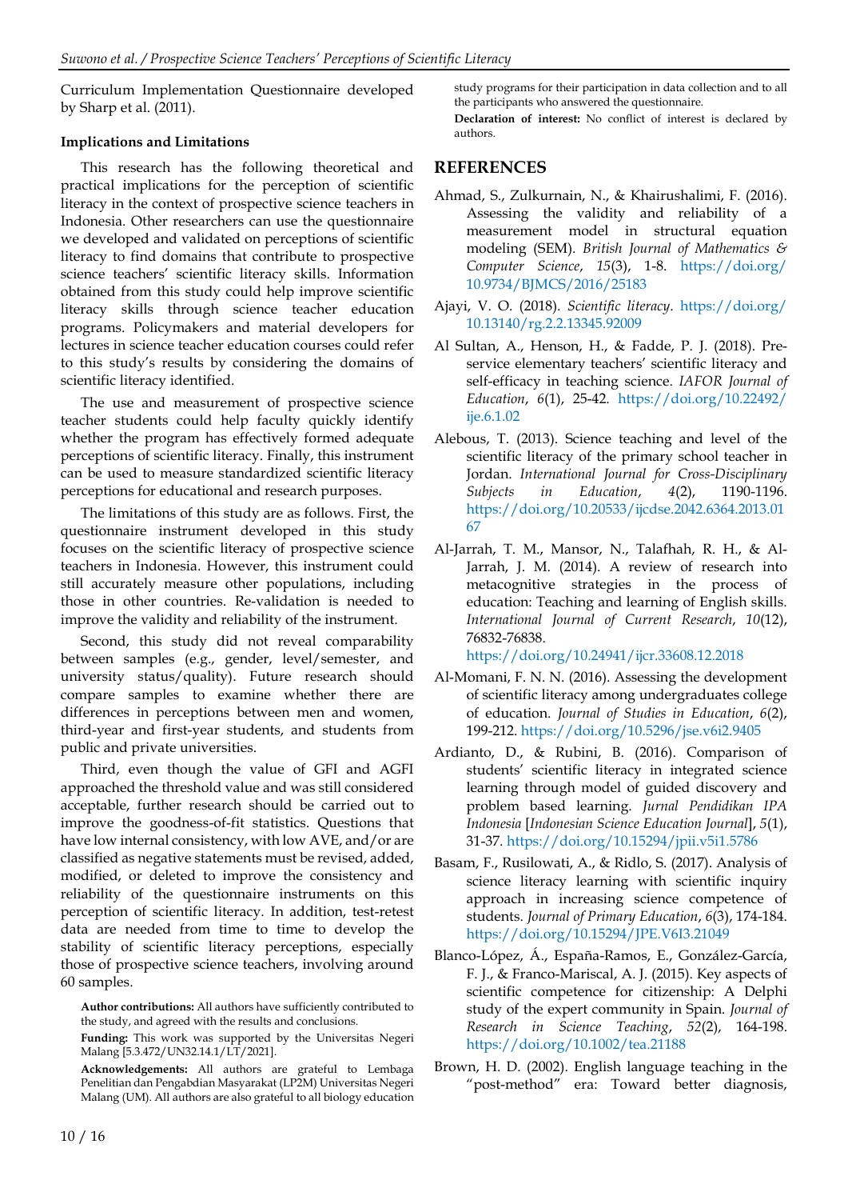Curriculum Implementation Questionnaire developed by Sharp et al. (2011).

### Implications and Limitations

This research has the following theoretical and practical implications for the perception of scientific literacy in the context of prospective science teachers in Indonesia. Other researchers can use the questionnaire we developed and validated on perceptions of scientific literacy to find domains that contribute to prospective science teachers' scientific literacy skills. Information obtained from this study could help improve scientific literacy skills through science teacher education programs. Policymakers and material developers for lectures in science teacher education courses could refer to this study's results by considering the domains of scientific literacy identified.

The use and measurement of prospective science teacher students could help faculty quickly identify whether the program has effectively formed adequate perceptions of scientific literacy. Finally, this instrument can be used to measure standardized scientific literacy perceptions for educational and research purposes.

The limitations of this study are as follows. First, the questionnaire instrument developed in this study focuses on the scientific literacy of prospective science teachers in Indonesia. However, this instrument could still accurately measure other populations, including those in other countries. Re-validation is needed to improve the validity and reliability of the instrument.

Second, this study did not reveal comparability between samples (e.g., gender, level/semester, and university status/quality). Future research should compare samples to examine whether there are differences in perceptions between men and women, third-year and first-year students, and students from public and private universities.

Third, even though the value of GFI and AGFI approached the threshold value and was still considered acceptable, further research should be carried out to improve the goodness-of-fit statistics. Questions that have low internal consistency, with low AVE, and/or are classified as negative statements must be revised, added, modified, or deleted to improve the consistency and reliability of the questionnaire instruments on this perception of scientific literacy. In addition, test-retest data are needed from time to time to develop the stability of scientific literacy perceptions, especially those of prospective science teachers, involving around 60 samples.

**Author contributions:** All authors have sufficiently contributed to the study, and agreed with the results and conclusions.

**Funding:** This work was supported by the Universitas Negeri Malang [5.3.472/UN32.14.1/LT/2021].

**Acknowledgements:** All authors are grateful to Lembaga Penelitian dan Pengabdian Masyarakat (LP2M) Universitas Negeri Malang (UM). All authors are also grateful to all biology education study programs for their participation in data collection and to all the participants who answered the questionnaire.

**Declaration of interest:** No conflict of interest is declared by authors.

## REFERENCES

Ahmad, S., Zulkurnain, N., & Khairushalimi, F. (2016). Assessing the validity and reliability of a measurement model in structural equation modeling (SEM). *British Journal of Mathematics & Computer Science*, *15*(3), 1-8. https://doi.org/10.9734/BJMCS/2016/25183

Ajayi, V. O. (2018). *Scientific literacy*. https://doi.org/10.13140/rg.2.2.13345.92009

Al Sultan, A., Henson, H., & Fadde, P. J. (2018). Pre-service elementary teachers' scientific literacy and self-efficacy in teaching science. *IAFOR Journal of Education*, *6*(1), 25-42. https://doi.org/10.22492/ije.6.1.02

Alebous, T. (2013). Science teaching and level of the scientific literacy of the primary school teacher in Jordan. *International Journal for Cross-Disciplinary Subjects in Education*, *4*(2), 1190-1196. https://doi.org/10.20533/ijcdse.2042.6364.2013.0167

Al-Jarrah, T. M., Mansor, N., Talafhah, R. H., & Al-Jarrah, J. M. (2014). A review of research into metacognitive strategies in the process of education: Teaching and learning of English skills. *International Journal of Current Research*, *10*(12), 76832-76838. https://doi.org/10.24941/ijcr.33608.12.2018

Al-Momani, F. N. N. (2016). Assessing the development of scientific literacy among undergraduates college of education. *Journal of Studies in Education*, *6*(2), 199-212. https://doi.org/10.5296/jse.v6i2.9405

Ardianto, D., & Rubini, B. (2016). Comparison of students' scientific literacy in integrated science learning through model of guided discovery and problem based learning. *Jurnal Pendidikan IPA Indonesia* [*Indonesian Science Education Journal*], *5*(1), 31-37. https://doi.org/10.15294/jpii.v5i1.5786

Basam, F., Rusilowati, A., & Ridlo, S. (2017). Analysis of science literacy learning with scientific inquiry approach in increasing science competence of students. *Journal of Primary Education*, *6*(3), 174-184. https://doi.org/10.15294/JPE.V6I3.21049

Blanco-López, Á., España-Ramos, E., González-García, F. J., & Franco-Mariscal, A. J. (2015). Key aspects of scientific competence for citizenship: A Delphi study of the expert community in Spain. *Journal of Research in Science Teaching*, *52*(2), 164-198. https://doi.org/10.1002/tea.21188

Brown, H. D. (2002). English language teaching in the "post-method" era: Toward better diagnosis,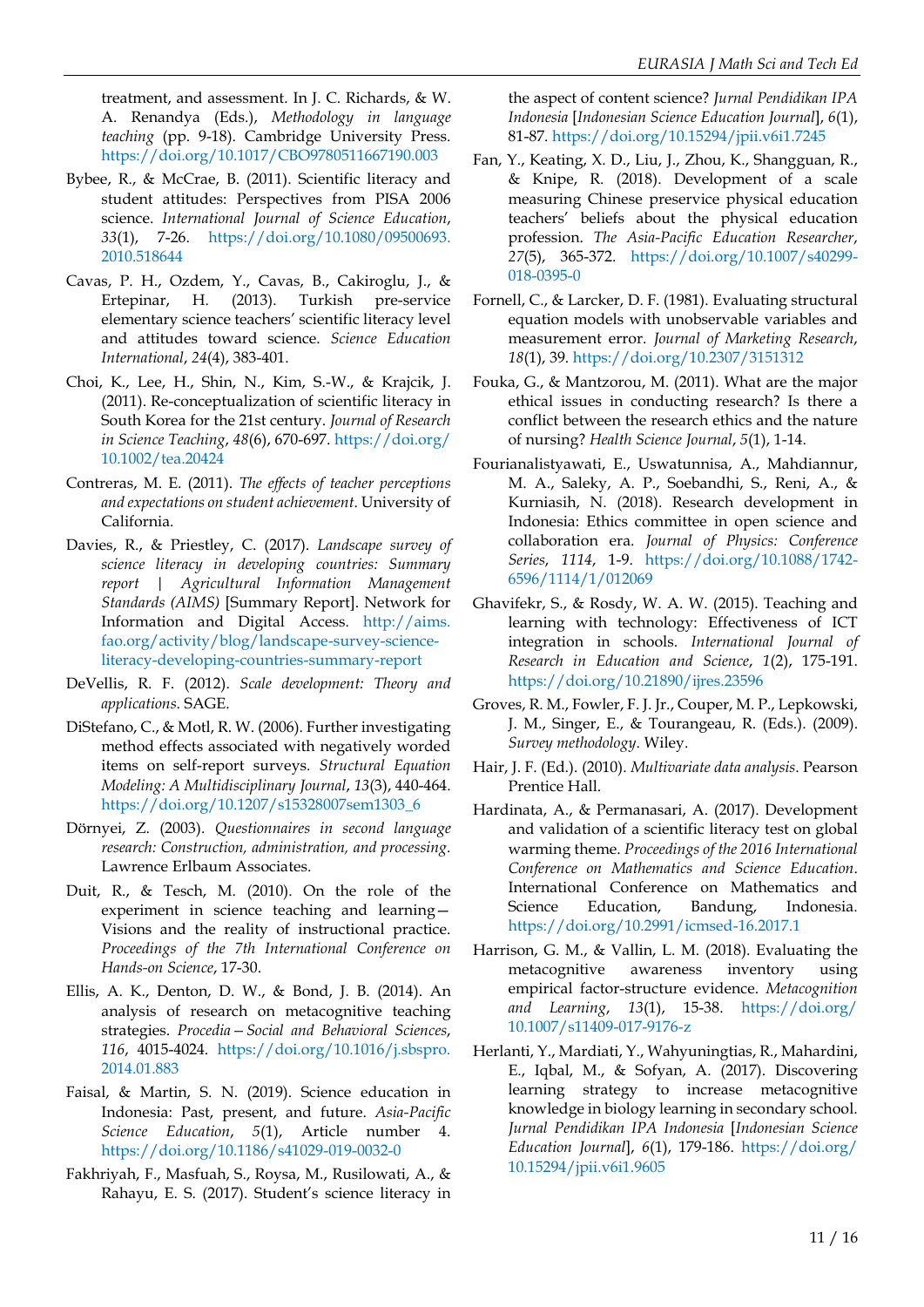treatment, and assessment. In J. C. Richards, & W. A. Renandya (Eds.), *Methodology in language teaching* (pp. 9-18). Cambridge University Press. https://doi.org/10.1017/CBO9780511667190.003

Bybee, R., & McCrae, B. (2011). Scientific literacy and student attitudes: Perspectives from PISA 2006 science. *International Journal of Science Education*, *33*(1), 7-26. https://doi.org/10.1080/09500693.2010.518644

Cavas, P. H., Ozdem, Y., Cavas, B., Cakiroglu, J., & Ertepinar, H. (2013). Turkish pre-service elementary science teachers' scientific literacy level and attitudes toward science. *Science Education International*, *24*(4), 383-401.

Choi, K., Lee, H., Shin, N., Kim, S.-W., & Krajcik, J. (2011). Re-conceptualization of scientific literacy in South Korea for the 21st century. *Journal of Research in Science Teaching*, *48*(6), 670-697. https://doi.org/10.1002/tea.20424

Contreras, M. E. (2011). *The effects of teacher perceptions and expectations on student achievement*. University of California.

Davies, R., & Priestley, C. (2017). *Landscape survey of science literacy in developing countries: Summary report | Agricultural Information Management Standards (AIMS)* [Summary Report]. Network for Information and Digital Access. http://aims.fao.org/activity/blog/landscape-survey-science-literacy-developing-countries-summary-report

DeVellis, R. F. (2012). *Scale development: Theory and applications*. SAGE.

DiStefano, C., & Motl, R. W. (2006). Further investigating method effects associated with negatively worded items on self-report surveys. *Structural Equation Modeling: A Multidisciplinary Journal*, *13*(3), 440-464. https://doi.org/10.1207/s15328007sem1303_6

Dörnyei, Z. (2003). *Questionnaires in second language research: Construction, administration, and processing*. Lawrence Erlbaum Associates.

Duit, R., & Tesch, M. (2010). On the role of the experiment in science teaching and learning—Visions and the reality of instructional practice. *Proceedings of the 7th International Conference on Hands-on Science*, 17-30.

Ellis, A. K., Denton, D. W., & Bond, J. B. (2014). An analysis of research on metacognitive teaching strategies. *Procedia—Social and Behavioral Sciences*, *116*, 4015-4024. https://doi.org/10.1016/j.sbspro.2014.01.883

Faisal, & Martin, S. N. (2019). Science education in Indonesia: Past, present, and future. *Asia-Pacific Science Education*, *5*(1), Article number 4. https://doi.org/10.1186/s41029-019-0032-0

Fakhriyah, F., Masfuah, S., Roysa, M., Rusilowati, A., & Rahayu, E. S. (2017). Student's science literacy in the aspect of content science? *Jurnal Pendidikan IPA Indonesia* [*Indonesian Science Education Journal*], *6*(1), 81-87. https://doi.org/10.15294/jpii.v6i1.7245

Fan, Y., Keating, X. D., Liu, J., Zhou, K., Shangguan, R., & Knipe, R. (2018). Development of a scale measuring Chinese preservice physical education teachers' beliefs about the physical education profession. *The Asia-Pacific Education Researcher*, *27*(5), 365-372. https://doi.org/10.1007/s40299-018-0395-0

Fornell, C., & Larcker, D. F. (1981). Evaluating structural equation models with unobservable variables and measurement error. *Journal of Marketing Research*, *18*(1), 39. https://doi.org/10.2307/3151312

Fouka, G., & Mantzorou, M. (2011). What are the major ethical issues in conducting research? Is there a conflict between the research ethics and the nature of nursing? *Health Science Journal*, *5*(1), 1-14.

Fourianalistyawati, E., Uswatunnisa, A., Mahdiannur, M. A., Saleky, A. P., Soebandhi, S., Reni, A., & Kurniasih, N. (2018). Research development in Indonesia: Ethics committee in open science and collaboration era. *Journal of Physics: Conference Series*, *1114*, 1-9. https://doi.org/10.1088/1742-6596/1114/1/012069

Ghavifekr, S., & Rosdy, W. A. W. (2015). Teaching and learning with technology: Effectiveness of ICT integration in schools. *International Journal of Research in Education and Science*, *1*(2), 175-191. https://doi.org/10.21890/ijres.23596

Groves, R. M., Fowler, F. J. Jr., Couper, M. P., Lepkowski, J. M., Singer, E., & Tourangeau, R. (Eds.). (2009). *Survey methodology*. Wiley.

Hair, J. F. (Ed.). (2010). *Multivariate data analysis*. Pearson Prentice Hall.

Hardinata, A., & Permanasari, A. (2017). Development and validation of a scientific literacy test on global warming theme. *Proceedings of the 2016 International Conference on Mathematics and Science Education*. International Conference on Mathematics and Science Education, Bandung, Indonesia. https://doi.org/10.2991/icmsed-16.2017.1

Harrison, G. M., & Vallin, L. M. (2018). Evaluating the metacognitive awareness inventory using empirical factor-structure evidence. *Metacognition and Learning*, *13*(1), 15-38. https://doi.org/10.1007/s11409-017-9176-z

Herlanti, Y., Mardiati, Y., Wahyuningtias, R., Mahardini, E., Iqbal, M., & Sofyan, A. (2017). Discovering learning strategy to increase metacognitive knowledge in biology learning in secondary school. *Jurnal Pendidikan IPA Indonesia* [*Indonesian Science Education Journal*], *6*(1), 179-186. https://doi.org/10.15294/jpii.v6i1.9605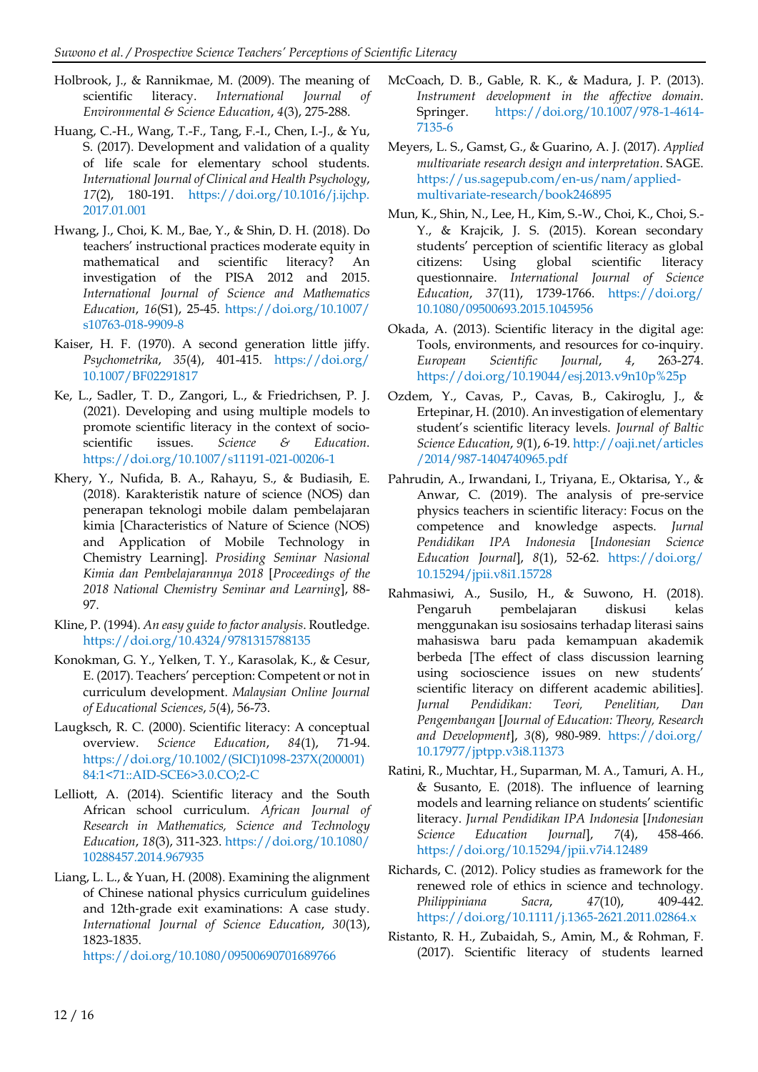Holbrook, J., & Rannikmae, M. (2009). The meaning of scientific literacy. *International Journal of Environmental & Science Education*, *4*(3), 275-288.

Huang, C.-H., Wang, T.-F., Tang, F.-I., Chen, I.-J., & Yu, S. (2017). Development and validation of a quality of life scale for elementary school students. *International Journal of Clinical and Health Psychology*, *17*(2), 180-191. https://doi.org/10.1016/j.ijchp.2017.01.001

Hwang, J., Choi, K. M., Bae, Y., & Shin, D. H. (2018). Do teachers' instructional practices moderate equity in mathematical and scientific literacy? An investigation of the PISA 2012 and 2015. *International Journal of Science and Mathematics Education*, *16*(S1), 25-45. https://doi.org/10.1007/s10763-018-9909-8

Kaiser, H. F. (1970). A second generation little jiffy. *Psychometrika*, *35*(4), 401-415. https://doi.org/10.1007/BF02291817

Ke, L., Sadler, T. D., Zangori, L., & Friedrichsen, P. J. (2021). Developing and using multiple models to promote scientific literacy in the context of socio-scientific issues. *Science & Education*. https://doi.org/10.1007/s11191-021-00206-1

Khery, Y., Nufida, B. A., Rahayu, S., & Budiasih, E. (2018). Karakteristik nature of science (NOS) dan penerapan teknologi mobile dalam pembelajaran kimia [Characteristics of Nature of Science (NOS) and Application of Mobile Technology in Chemistry Learning]. *Prosiding Seminar Nasional Kimia dan Pembelajarannya 2018* [*Proceedings of the 2018 National Chemistry Seminar and Learning*], 88-97.

Kline, P. (1994). *An easy guide to factor analysis*. Routledge. https://doi.org/10.4324/9781315788135

Konokman, G. Y., Yelken, T. Y., Karasolak, K., & Cesur, E. (2017). Teachers' perception: Competent or not in curriculum development. *Malaysian Online Journal of Educational Sciences*, *5*(4), 56-73.

Laugksch, R. C. (2000). Scientific literacy: A conceptual overview. *Science Education*, *84*(1), 71-94. https://doi.org/10.1002/(SICI)1098-237X(200001)84:1<71::AID-SCE6>3.0.CO;2-C

Lelliott, A. (2014). Scientific literacy and the South African school curriculum. *African Journal of Research in Mathematics, Science and Technology Education*, *18*(3), 311-323. https://doi.org/10.1080/10288457.2014.967935

Liang, L. L., & Yuan, H. (2008). Examining the alignment of Chinese national physics curriculum guidelines and 12th-grade exit examinations: A case study. *International Journal of Science Education*, *30*(13), 1823-1835. https://doi.org/10.1080/09500690701689766

McCoach, D. B., Gable, R. K., & Madura, J. P. (2013). *Instrument development in the affective domain*. Springer. https://doi.org/10.1007/978-1-4614-7135-6

Meyers, L. S., Gamst, G., & Guarino, A. J. (2017). *Applied multivariate research design and interpretation*. SAGE. https://us.sagepub.com/en-us/nam/applied-multivariate-research/book246895

Mun, K., Shin, N., Lee, H., Kim, S.-W., Choi, K., Choi, S.-Y., & Krajcik, J. S. (2015). Korean secondary students' perception of scientific literacy as global citizens: Using global scientific literacy questionnaire. *International Journal of Science Education*, *37*(11), 1739-1766. https://doi.org/10.1080/09500693.2015.1045956

Okada, A. (2013). Scientific literacy in the digital age: Tools, environments, and resources for co-inquiry. *European Scientific Journal*, *4*, 263-274. https://doi.org/10.19044/esj.2013.v9n10p%25p

Ozdem, Y., Cavas, P., Cavas, B., Cakiroglu, J., & Ertepinar, H. (2010). An investigation of elementary student's scientific literacy levels. *Journal of Baltic Science Education*, *9*(1), 6-19. http://oaji.net/articles/2014/987-1404740965.pdf

Pahrudin, A., Irwandani, I., Triyana, E., Oktarisa, Y., & Anwar, C. (2019). The analysis of pre-service physics teachers in scientific literacy: Focus on the competence and knowledge aspects. *Jurnal Pendidikan IPA Indonesia* [*Indonesian Science Education Journal*], *8*(1), 52-62. https://doi.org/10.15294/jpii.v8i1.15728

Rahmasiwi, A., Susilo, H., & Suwono, H. (2018). Pengaruh pembelajaran diskusi kelas menggunakan isu sosiosains terhadap literasi sains mahasiswa baru pada kemampuan akademik berbeda [The effect of class discussion learning using socioscience issues on new students' scientific literacy on different academic abilities]. *Jurnal Pendidikan: Teori, Penelitian, Dan Pengembangan* [*Journal of Education: Theory, Research and Development*], *3*(8), 980-989. https://doi.org/10.17977/jptpp.v3i8.11373

Ratini, R., Muchtar, H., Suparman, M. A., Tamuri, A. H., & Susanto, E. (2018). The influence of learning models and learning reliance on students' scientific literacy. *Jurnal Pendidikan IPA Indonesia* [*Indonesian Science Education Journal*], *7*(4), 458-466. https://doi.org/10.15294/jpii.v7i4.12489

Richards, C. (2012). Policy studies as framework for the renewed role of ethics in science and technology. *Philippiniana Sacra*, *47*(10), 409-442. https://doi.org/10.1111/j.1365-2621.2011.02864.x

Ristanto, R. H., Zubaidah, S., Amin, M., & Rohman, F. (2017). Scientific literacy of students learned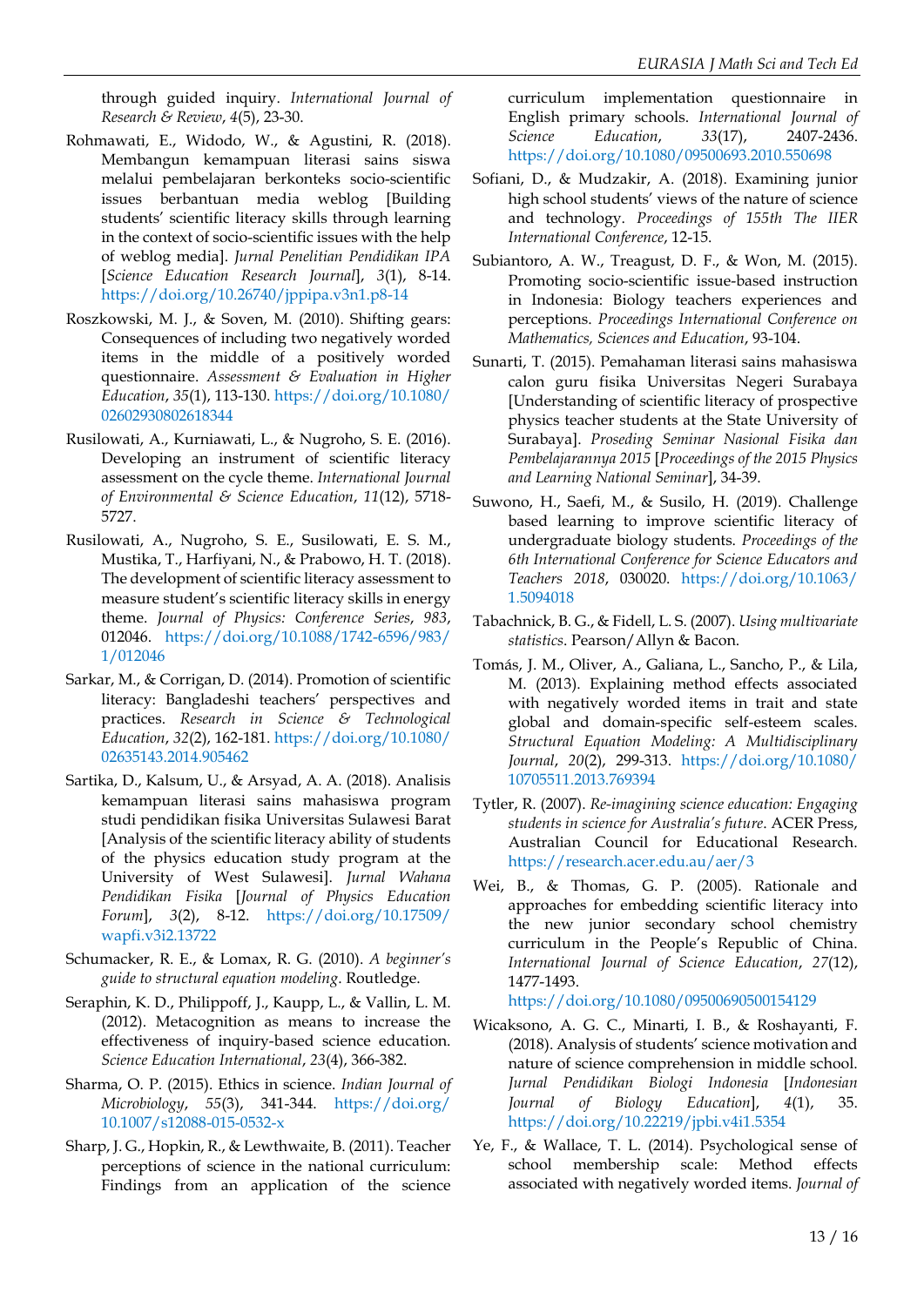through guided inquiry. *International Journal of Research & Review*, *4*(5), 23-30.

Rohmawati, E., Widodo, W., & Agustini, R. (2018). Membangun kemampuan literasi sains siswa melalui pembelajaran berkonteks socio-scientific issues berbantuan media weblog [Building students' scientific literacy skills through learning in the context of socio-scientific issues with the help of weblog media]. *Jurnal Penelitian Pendidikan IPA* [*Science Education Research Journal*], *3*(1), 8-14. https://doi.org/10.26740/jppipa.v3n1.p8-14

Roszkowski, M. J., & Soven, M. (2010). Shifting gears: Consequences of including two negatively worded items in the middle of a positively worded questionnaire. *Assessment & Evaluation in Higher Education*, *35*(1), 113-130. https://doi.org/10.1080/02602930802618344

Rusilowati, A., Kurniawati, L., & Nugroho, S. E. (2016). Developing an instrument of scientific literacy assessment on the cycle theme. *International Journal of Environmental & Science Education*, *11*(12), 5718-5727.

Rusilowati, A., Nugroho, S. E., Susilowati, E. S. M., Mustika, T., Harfiyani, N., & Prabowo, H. T. (2018). The development of scientific literacy assessment to measure student's scientific literacy skills in energy theme. *Journal of Physics: Conference Series*, *983*, 012046. https://doi.org/10.1088/1742-6596/983/1/012046

Sarkar, M., & Corrigan, D. (2014). Promotion of scientific literacy: Bangladeshi teachers' perspectives and practices. *Research in Science & Technological Education*, *32*(2), 162-181. https://doi.org/10.1080/02635143.2014.905462

Sartika, D., Kalsum, U., & Arsyad, A. A. (2018). Analisis kemampuan literasi sains mahasiswa program studi pendidikan fisika Universitas Sulawesi Barat [Analysis of the scientific literacy ability of students of the physics education study program at the University of West Sulawesi]. *Jurnal Wahana Pendidikan Fisika* [*Journal of Physics Education Forum*], *3*(2), 8-12. https://doi.org/10.17509/wapfi.v3i2.13722

Schumacker, R. E., & Lomax, R. G. (2010). *A beginner's guide to structural equation modeling*. Routledge.

Seraphin, K. D., Philippoff, J., Kaupp, L., & Vallin, L. M. (2012). Metacognition as means to increase the effectiveness of inquiry-based science education. *Science Education International*, *23*(4), 366-382.

Sharma, O. P. (2015). Ethics in science. *Indian Journal of Microbiology*, *55*(3), 341-344. https://doi.org/10.1007/s12088-015-0532-x

Sharp, J. G., Hopkin, R., & Lewthwaite, B. (2011). Teacher perceptions of science in the national curriculum: Findings from an application of the science curriculum implementation questionnaire in English primary schools. *International Journal of Science Education*, *33*(17), 2407-2436. https://doi.org/10.1080/09500693.2010.550698

Sofiani, D., & Mudzakir, A. (2018). Examining junior high school students' views of the nature of science and technology. *Proceedings of 155th The IIER International Conference*, 12-15.

Subiantoro, A. W., Treagust, D. F., & Won, M. (2015). Promoting socio-scientific issue-based instruction in Indonesia: Biology teachers experiences and perceptions. *Proceedings International Conference on Mathematics, Sciences and Education*, 93-104.

Sunarti, T. (2015). Pemahaman literasi sains mahasiswa calon guru fisika Universitas Negeri Surabaya [Understanding of scientific literacy of prospective physics teacher students at the State University of Surabaya]. *Proseding Seminar Nasional Fisika dan Pembelajarannya 2015* [*Proceedings of the 2015 Physics and Learning National Seminar*], 34-39.

Suwono, H., Saefi, M., & Susilo, H. (2019). Challenge based learning to improve scientific literacy of undergraduate biology students. *Proceedings of the 6th International Conference for Science Educators and Teachers 2018*, 030020. https://doi.org/10.1063/1.5094018

Tabachnick, B. G., & Fidell, L. S. (2007). *Using multivariate statistics*. Pearson/Allyn & Bacon.

Tomás, J. M., Oliver, A., Galiana, L., Sancho, P., & Lila, M. (2013). Explaining method effects associated with negatively worded items in trait and state global and domain-specific self-esteem scales. *Structural Equation Modeling: A Multidisciplinary Journal*, *20*(2), 299-313. https://doi.org/10.1080/10705511.2013.769394

Tytler, R. (2007). *Re-imagining science education: Engaging students in science for Australia's future*. ACER Press, Australian Council for Educational Research. https://research.acer.edu.au/aer/3

Wei, B., & Thomas, G. P. (2005). Rationale and approaches for embedding scientific literacy into the new junior secondary school chemistry curriculum in the People's Republic of China. *International Journal of Science Education*, *27*(12), 1477-1493. https://doi.org/10.1080/09500690500154129

Wicaksono, A. G. C., Minarti, I. B., & Roshayanti, F. (2018). Analysis of students' science motivation and nature of science comprehension in middle school. *Jurnal Pendidikan Biologi Indonesia* [*Indonesian Journal of Biology Education*], *4*(1), 35. https://doi.org/10.22219/jpbi.v4i1.5354

Ye, F., & Wallace, T. L. (2014). Psychological sense of school membership scale: Method effects associated with negatively worded items. *Journal of*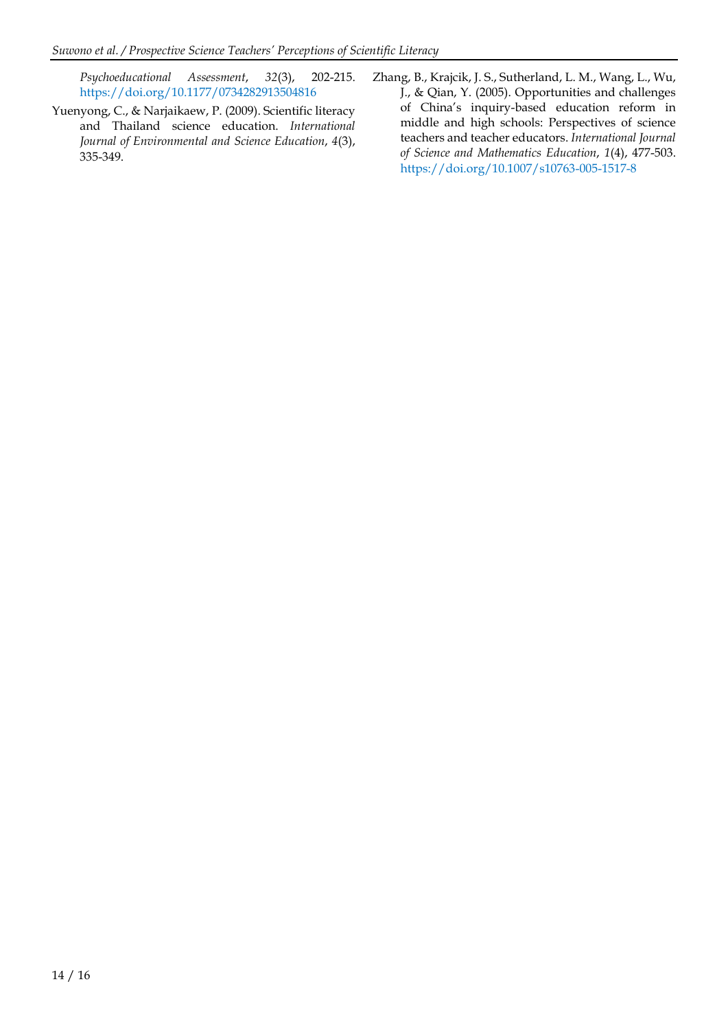*Psychoeducational Assessment*, *32*(3), 202-215. https://doi.org/10.1177/0734282913504816

Yuenyong, C., & Narjaikaew, P. (2009). Scientific literacy and Thailand science education. *International Journal of Environmental and Science Education*, *4*(3), 335-349.

Zhang, B., Krajcik, J. S., Sutherland, L. M., Wang, L., Wu, J., & Qian, Y. (2005). Opportunities and challenges of China's inquiry-based education reform in middle and high schools: Perspectives of science teachers and teacher educators. *International Journal of Science and Mathematics Education*, *1*(4), 477-503. https://doi.org/10.1007/s10763-005-1517-8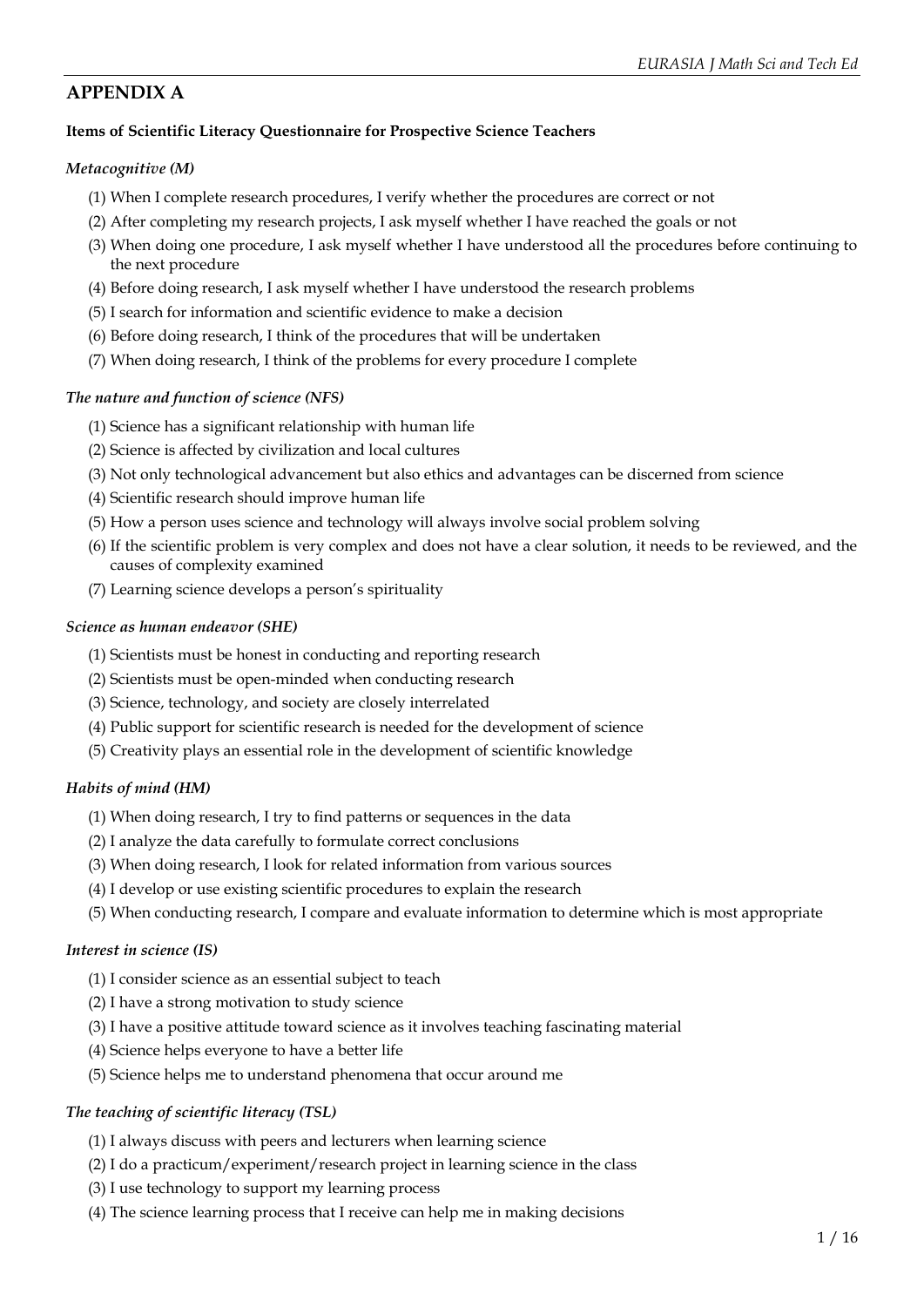## APPENDIX A

**Items of Scientific Literacy Questionnaire for Prospective Science Teachers**

*Metacognitive (M)*

(1) When I complete research procedures, I verify whether the procedures are correct or not
(2) After completing my research projects, I ask myself whether I have reached the goals or not
(3) When doing one procedure, I ask myself whether I have understood all the procedures before continuing to the next procedure
(4) Before doing research, I ask myself whether I have understood the research problems
(5) I search for information and scientific evidence to make a decision
(6) Before doing research, I think of the procedures that will be undertaken
(7) When doing research, I think of the problems for every procedure I complete

*The nature and function of science (NFS)*

(1) Science has a significant relationship with human life
(2) Science is affected by civilization and local cultures
(3) Not only technological advancement but also ethics and advantages can be discerned from science
(4) Scientific research should improve human life
(5) How a person uses science and technology will always involve social problem solving
(6) If the scientific problem is very complex and does not have a clear solution, it needs to be reviewed, and the causes of complexity examined
(7) Learning science develops a person's spirituality

*Science as human endeavor (SHE)*

(1) Scientists must be honest in conducting and reporting research
(2) Scientists must be open-minded when conducting research
(3) Science, technology, and society are closely interrelated
(4) Public support for scientific research is needed for the development of science
(5) Creativity plays an essential role in the development of scientific knowledge

*Habits of mind (HM)*

(1) When doing research, I try to find patterns or sequences in the data
(2) I analyze the data carefully to formulate correct conclusions
(3) When doing research, I look for related information from various sources
(4) I develop or use existing scientific procedures to explain the research
(5) When conducting research, I compare and evaluate information to determine which is most appropriate

*Interest in science (IS)*

(1) I consider science as an essential subject to teach
(2) I have a strong motivation to study science
(3) I have a positive attitude toward science as it involves teaching fascinating material
(4) Science helps everyone to have a better life
(5) Science helps me to understand phenomena that occur around me

*The teaching of scientific literacy (TSL)*

(1) I always discuss with peers and lecturers when learning science
(2) I do a practicum/experiment/research project in learning science in the class
(3) I use technology to support my learning process
(4) The science learning process that I receive can help me in making decisions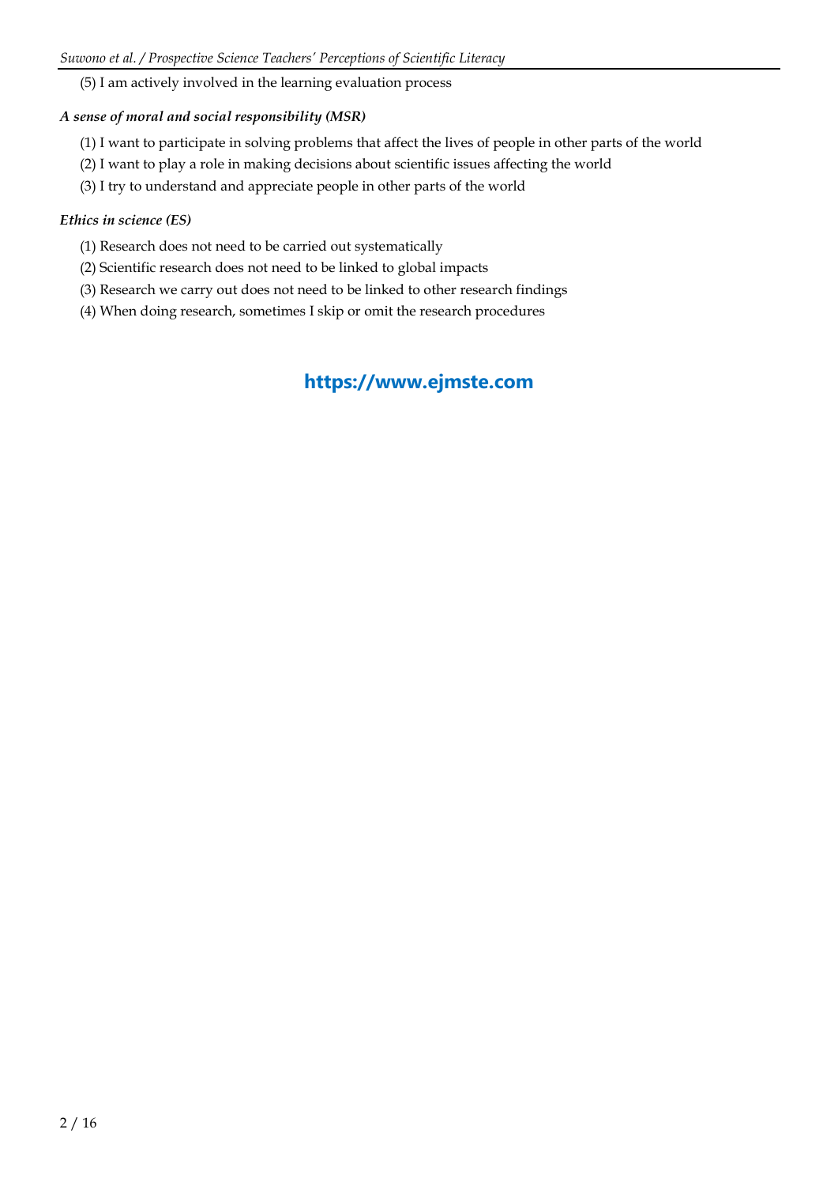(5) I am actively involved in the learning evaluation process

*A sense of moral and social responsibility (MSR)*

(1) I want to participate in solving problems that affect the lives of people in other parts of the world

(2) I want to play a role in making decisions about scientific issues affecting the world

(3) I try to understand and appreciate people in other parts of the world

*Ethics in science (ES)*

(1) Research does not need to be carried out systematically

(2) Scientific research does not need to be linked to global impacts

(3) Research we carry out does not need to be linked to other research findings

(4) When doing research, sometimes I skip or omit the research procedures

**https://www.ejmste.com**